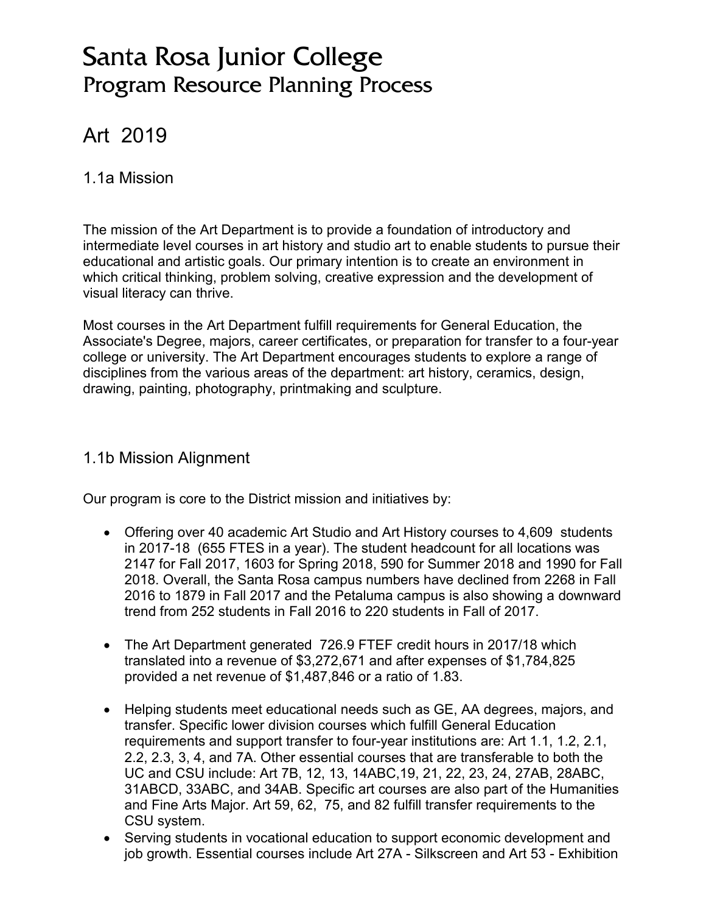# Santa Rosa Junior College
## Program Resource Planning Process

## Art 2019

### 1.1a Mission

The mission of the Art Department is to provide a foundation of introductory and intermediate level courses in art history and studio art to enable students to pursue their educational and artistic goals. Our primary intention is to create an environment in which critical thinking, problem solving, creative expression and the development of visual literacy can thrive.

Most courses in the Art Department fulfill requirements for General Education, the Associate's Degree, majors, career certificates, or preparation for transfer to a four-year college or university. The Art Department encourages students to explore a range of disciplines from the various areas of the department: art history, ceramics, design, drawing, painting, photography, printmaking and sculpture.

### 1.1b Mission Alignment

Our program is core to the District mission and initiatives by:

- Offering over 40 academic Art Studio and Art History courses to 4,609 students in 2017-18 (655 FTES in a year). The student headcount for all locations was 2147 for Fall 2017, 1603 for Spring 2018, 590 for Summer 2018 and 1990 for Fall 2018. Overall, the Santa Rosa campus numbers have declined from 2268 in Fall 2016 to 1879 in Fall 2017 and the Petaluma campus is also showing a downward trend from 252 students in Fall 2016 to 220 students in Fall of 2017.
- The Art Department generated 726.9 FTEF credit hours in 2017/18 which translated into a revenue of $3,272,671 and after expenses of $1,784,825 provided a net revenue of $1,487,846 or a ratio of 1.83.
- Helping students meet educational needs such as GE, AA degrees, majors, and transfer. Specific lower division courses which fulfill General Education requirements and support transfer to four-year institutions are: Art 1.1, 1.2, 2.1, 2.2, 2.3, 3, 4, and 7A. Other essential courses that are transferable to both the UC and CSU include: Art 7B, 12, 13, 14ABC,19, 21, 22, 23, 24, 27AB, 28ABC, 31ABCD, 33ABC, and 34AB. Specific art courses are also part of the Humanities and Fine Arts Major. Art 59, 62, 75, and 82 fulfill transfer requirements to the CSU system.
- Serving students in vocational education to support economic development and job growth. Essential courses include Art 27A - Silkscreen and Art 53 - Exhibition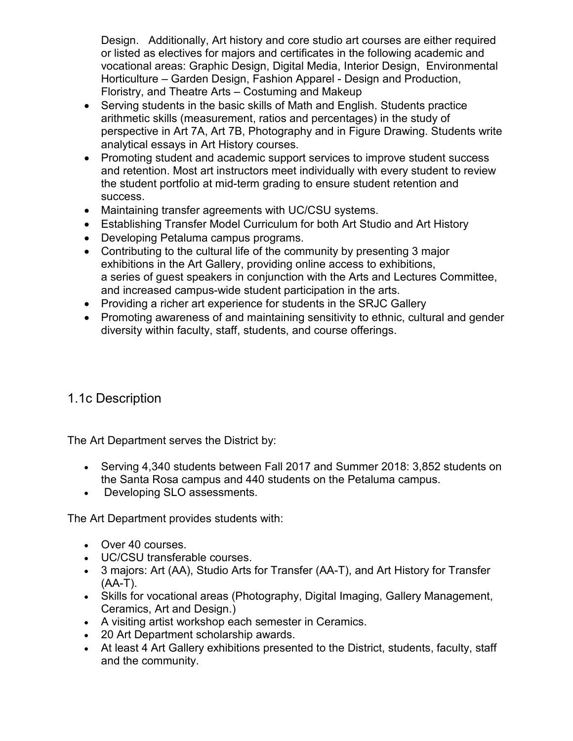Design. Additionally, Art history and core studio art courses are either required or listed as electives for majors and certificates in the following academic and vocational areas: Graphic Design, Digital Media, Interior Design, Environmental Horticulture – Garden Design, Fashion Apparel - Design and Production, Floristry, and Theatre Arts – Costuming and Makeup

- Serving students in the basic skills of Math and English. Students practice arithmetic skills (measurement, ratios and percentages) in the study of perspective in Art 7A, Art 7B, Photography and in Figure Drawing. Students write analytical essays in Art History courses.
- Promoting student and academic support services to improve student success and retention. Most art instructors meet individually with every student to review the student portfolio at mid-term grading to ensure student retention and success.
- Maintaining transfer agreements with UC/CSU systems.
- Establishing Transfer Model Curriculum for both Art Studio and Art History
- Developing Petaluma campus programs.
- Contributing to the cultural life of the community by presenting 3 major exhibitions in the Art Gallery, providing online access to exhibitions, a series of guest speakers in conjunction with the Arts and Lectures Committee, and increased campus-wide student participation in the arts.
- Providing a richer art experience for students in the SRJC Gallery
- Promoting awareness of and maintaining sensitivity to ethnic, cultural and gender diversity within faculty, staff, students, and course offerings.

## 1.1c Description

The Art Department serves the District by:

- Serving 4,340 students between Fall 2017 and Summer 2018: 3,852 students on the Santa Rosa campus and 440 students on the Petaluma campus.
- Developing SLO assessments.

The Art Department provides students with:

- Over 40 courses.
- UC/CSU transferable courses.
- 3 majors: Art (AA), Studio Arts for Transfer (AA-T), and Art History for Transfer (AA-T).
- Skills for vocational areas (Photography, Digital Imaging, Gallery Management, Ceramics, Art and Design.)
- A visiting artist workshop each semester in Ceramics.
- 20 Art Department scholarship awards.
- At least 4 Art Gallery exhibitions presented to the District, students, faculty, staff and the community.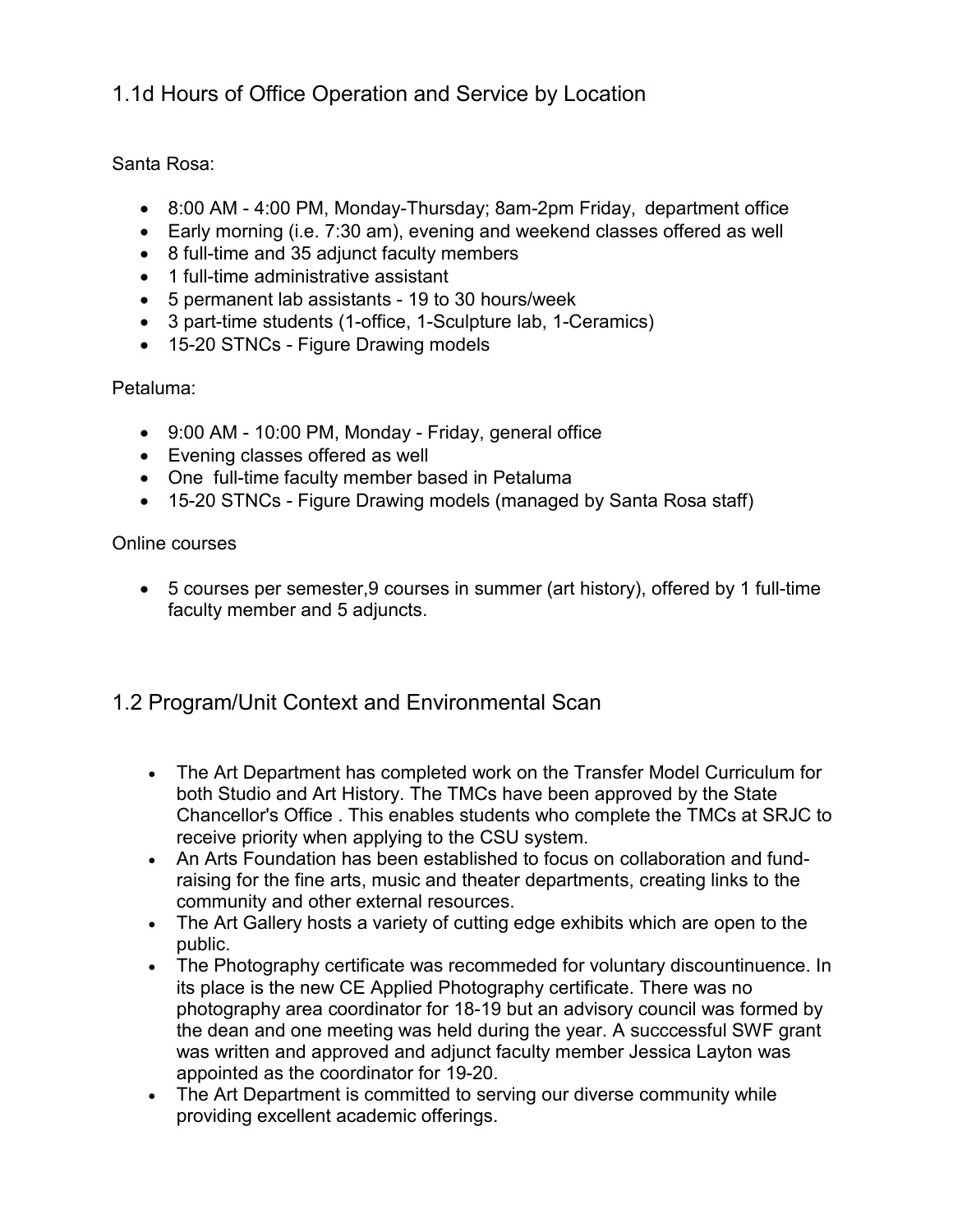## 1.1d Hours of Office Operation and Service by Location

Santa Rosa:

- 8:00 AM - 4:00 PM, Monday-Thursday; 8am-2pm Friday, department office
- Early morning (i.e. 7:30 am), evening and weekend classes offered as well
- 8 full-time and 35 adjunct faculty members
- 1 full-time administrative assistant
- 5 permanent lab assistants - 19 to 30 hours/week
- 3 part-time students (1-office, 1-Sculpture lab, 1-Ceramics)
- 15-20 STNCs - Figure Drawing models

Petaluma:

- 9:00 AM - 10:00 PM, Monday - Friday, general office
- Evening classes offered as well
- One full-time faculty member based in Petaluma
- 15-20 STNCs - Figure Drawing models (managed by Santa Rosa staff)

Online courses

- 5 courses per semester,9 courses in summer (art history), offered by 1 full-time faculty member and 5 adjuncts.

## 1.2 Program/Unit Context and Environmental Scan

- The Art Department has completed work on the Transfer Model Curriculum for both Studio and Art History. The TMCs have been approved by the State Chancellor's Office . This enables students who complete the TMCs at SRJC to receive priority when applying to the CSU system.
- An Arts Foundation has been established to focus on collaboration and fund-raising for the fine arts, music and theater departments, creating links to the community and other external resources.
- The Art Gallery hosts a variety of cutting edge exhibits which are open to the public.
- The Photography certificate was recommeded for voluntary discountinuence. In its place is the new CE Applied Photography certificate. There was no photography area coordinator for 18-19 but an advisory council was formed by the dean and one meeting was held during the year. A succcessful SWF grant was written and approved and adjunct faculty member Jessica Layton was appointed as the coordinator for 19-20.
- The Art Department is committed to serving our diverse community while providing excellent academic offerings.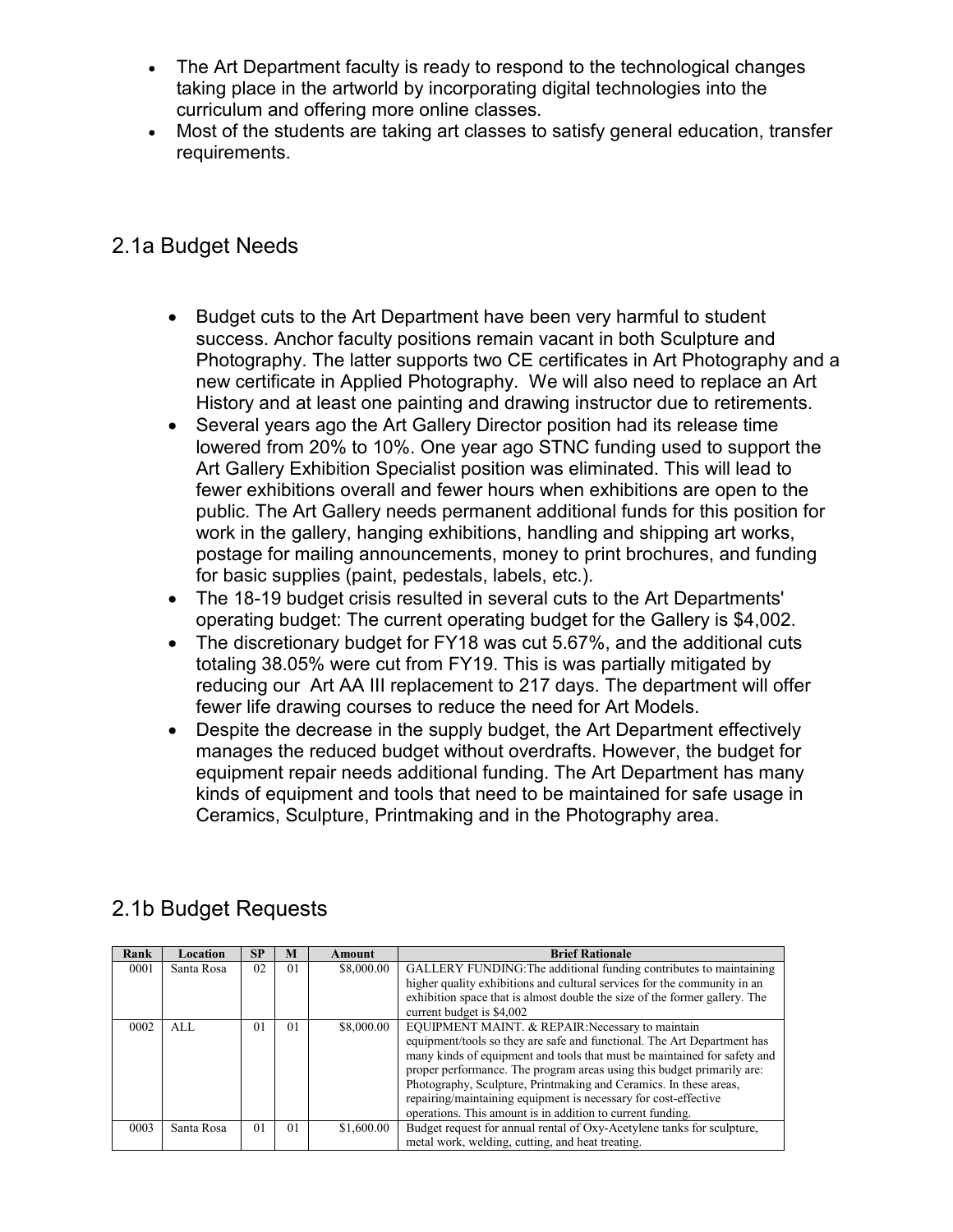- The Art Department faculty is ready to respond to the technological changes taking place in the artworld by incorporating digital technologies into the curriculum and offering more online classes.
- Most of the students are taking art classes to satisfy general education, transfer requirements.

## 2.1a Budget Needs

- Budget cuts to the Art Department have been very harmful to student success. Anchor faculty positions remain vacant in both Sculpture and Photography. The latter supports two CE certificates in Art Photography and a new certificate in Applied Photography. We will also need to replace an Art History and at least one painting and drawing instructor due to retirements.
- Several years ago the Art Gallery Director position had its release time lowered from 20% to 10%. One year ago STNC funding used to support the Art Gallery Exhibition Specialist position was eliminated. This will lead to fewer exhibitions overall and fewer hours when exhibitions are open to the public. The Art Gallery needs permanent additional funds for this position for work in the gallery, hanging exhibitions, handling and shipping art works, postage for mailing announcements, money to print brochures, and funding for basic supplies (paint, pedestals, labels, etc.).
- The 18-19 budget crisis resulted in several cuts to the Art Departments' operating budget: The current operating budget for the Gallery is $4,002.
- The discretionary budget for FY18 was cut 5.67%, and the additional cuts totaling 38.05% were cut from FY19. This is was partially mitigated by reducing our Art AA III replacement to 217 days. The department will offer fewer life drawing courses to reduce the need for Art Models.
- Despite the decrease in the supply budget, the Art Department effectively manages the reduced budget without overdrafts. However, the budget for equipment repair needs additional funding. The Art Department has many kinds of equipment and tools that need to be maintained for safe usage in Ceramics, Sculpture, Printmaking and in the Photography area.

## 2.1b Budget Requests

| Rank | Location | SP | M | Amount | Brief Rationale |
|---|---|---|---|---|---|
| 0001 | Santa Rosa | 02 | 01 | $8,000.00 | GALLERY FUNDING:The additional funding contributes to maintaining higher quality exhibitions and cultural services for the community in an exhibition space that is almost double the size of the former gallery. The current budget is $4,002 |
| 0002 | ALL | 01 | 01 | $8,000.00 | EQUIPMENT MAINT. & REPAIR:Necessary to maintain equipment/tools so they are safe and functional. The Art Department has many kinds of equipment and tools that must be maintained for safety and proper performance. The program areas using this budget primarily are: Photography, Sculpture, Printmaking and Ceramics. In these areas, repairing/maintaining equipment is necessary for cost-effective operations. This amount is in addition to current funding. |
| 0003 | Santa Rosa | 01 | 01 | $1,600.00 | Budget request for annual rental of Oxy-Acetylene tanks for sculpture, metal work, welding, cutting, and heat treating. |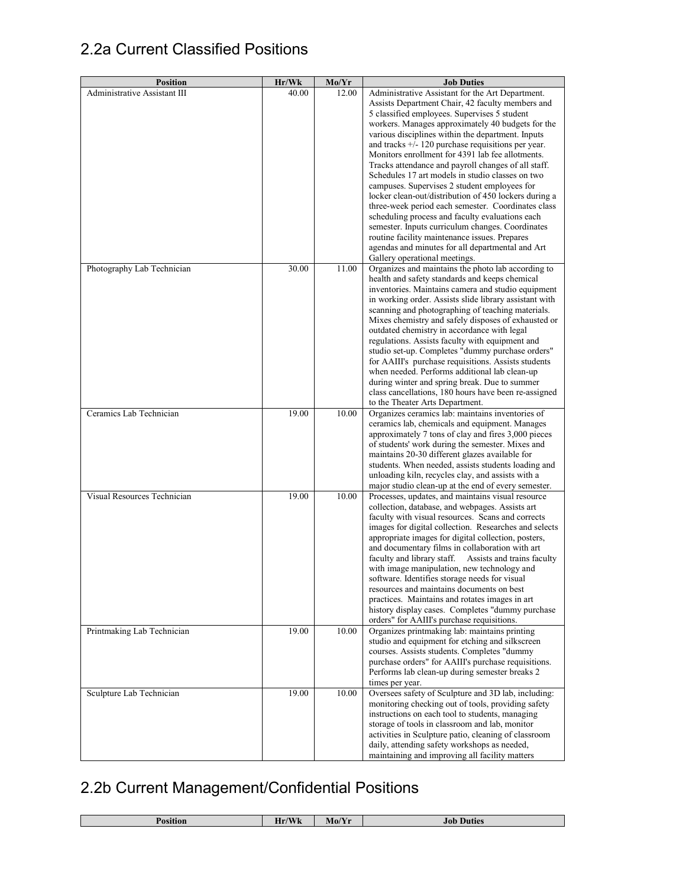## 2.2a Current Classified Positions

| Position | Hr/Wk | Mo/Yr | Job Duties |
|---|---|---|---|
| Administrative Assistant III | 40.00 | 12.00 | Administrative Assistant for the Art Department. Assists Department Chair, 42 faculty members and 5 classified employees. Supervises 5 student workers. Manages approximately 40 budgets for the various disciplines within the department. Inputs and tracks +/- 120 purchase requisitions per year. Monitors enrollment for 4391 lab fee allotments. Tracks attendance and payroll changes of all staff. Schedules 17 art models in studio classes on two campuses. Supervises 2 student employees for locker clean-out/distribution of 450 lockers during a three-week period each semester. Coordinates class scheduling process and faculty evaluations each semester. Inputs curriculum changes. Coordinates routine facility maintenance issues. Prepares agendas and minutes for all departmental and Art Gallery operational meetings. |
| Photography Lab Technician | 30.00 | 11.00 | Organizes and maintains the photo lab according to health and safety standards and keeps chemical inventories. Maintains camera and studio equipment in working order. Assists slide library assistant with scanning and photographing of teaching materials. Mixes chemistry and safely disposes of exhausted or outdated chemistry in accordance with legal regulations. Assists faculty with equipment and studio set-up. Completes "dummy purchase orders" for AAIII's purchase requisitions. Assists students when needed. Performs additional lab clean-up during winter and spring break. Due to summer class cancellations, 180 hours have been re-assigned to the Theater Arts Department. |
| Ceramics Lab Technician | 19.00 | 10.00 | Organizes ceramics lab: maintains inventories of ceramics lab, chemicals and equipment. Manages approximately 7 tons of clay and fires 3,000 pieces of students' work during the semester. Mixes and maintains 20-30 different glazes available for students. When needed, assists students loading and unloading kiln, recycles clay, and assists with a major studio clean-up at the end of every semester. |
| Visual Resources Technician | 19.00 | 10.00 | Processes, updates, and maintains visual resource collection, database, and webpages. Assists art faculty with visual resources. Scans and corrects images for digital collection. Researches and selects appropriate images for digital collection, posters, and documentary films in collaboration with art faculty and library staff. Assists and trains faculty with image manipulation, new technology and software. Identifies storage needs for visual resources and maintains documents on best practices. Maintains and rotates images in art history display cases. Completes "dummy purchase orders" for AAIII's purchase requisitions. |
| Printmaking Lab Technician | 19.00 | 10.00 | Organizes printmaking lab: maintains printing studio and equipment for etching and silkscreen courses. Assists students. Completes "dummy purchase orders" for AAIII's purchase requisitions. Performs lab clean-up during semester breaks 2 times per year. |
| Sculpture Lab Technician | 19.00 | 10.00 | Oversees safety of Sculpture and 3D lab, including: monitoring checking out of tools, providing safety instructions on each tool to students, managing storage of tools in classroom and lab, monitor activities in Sculpture patio, cleaning of classroom daily, attending safety workshops as needed, maintaining and improving all facility matters |

## 2.2b Current Management/Confidential Positions

| Position | Hr/Wk | Mo/Yr | Job Duties |
|---|---|---|---|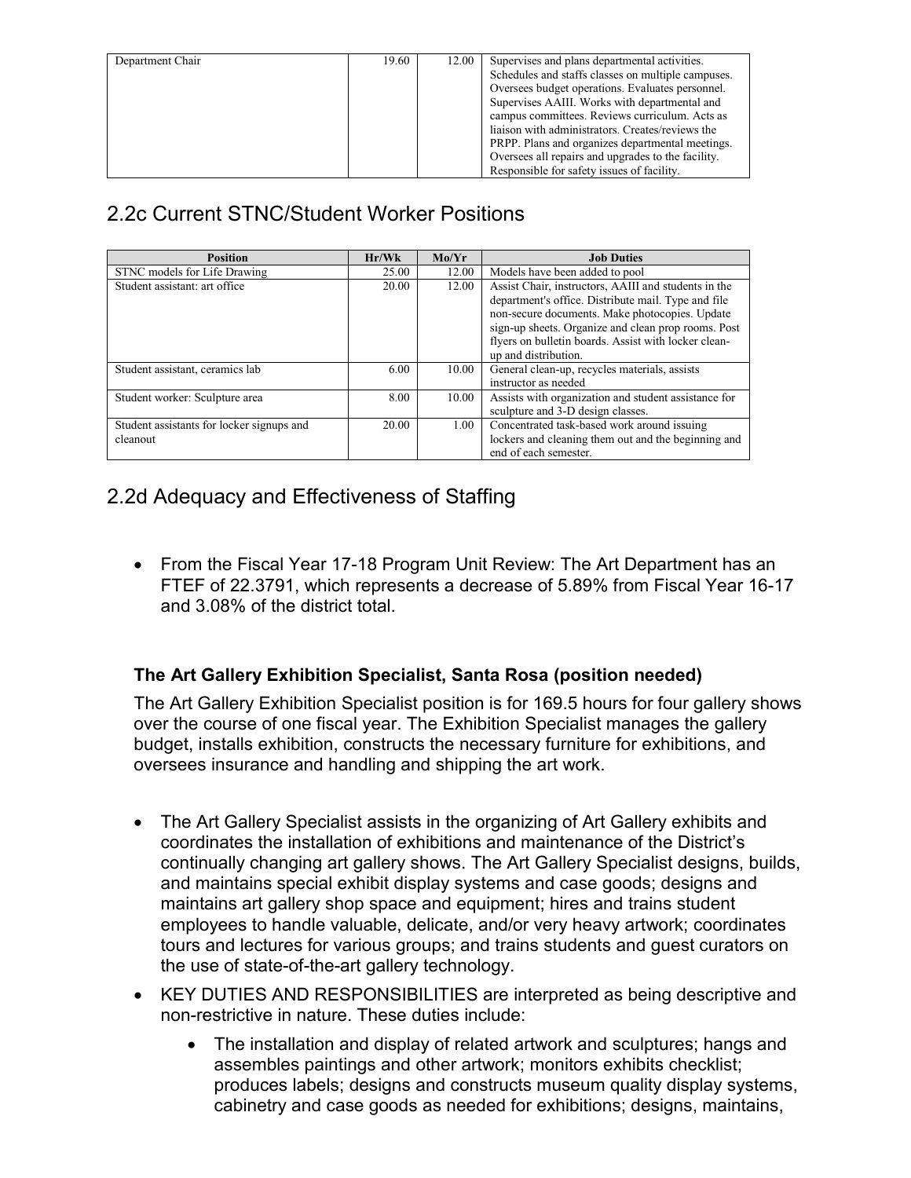| Department Chair | 19.60 | 12.00 | Supervises and plans departmental activities. Schedules and staffs classes on multiple campuses. Oversees budget operations. Evaluates personnel. Supervises AAIII. Works with departmental and campus committees. Reviews curriculum. Acts as liaison with administrators. Creates/reviews the PRPP. Plans and organizes departmental meetings. Oversees all repairs and upgrades to the facility. Responsible for safety issues of facility. |
|---|---|---|---|

## 2.2c Current STNC/Student Worker Positions

| Position | Hr/Wk | Mo/Yr | Job Duties |
|---|---|---|---|
| STNC models for Life Drawing | 25.00 | 12.00 | Models have been added to pool |
| Student assistant: art office | 20.00 | 12.00 | Assist Chair, instructors, AAIII and students in the department's office. Distribute mail. Type and file non-secure documents. Make photocopies. Update sign-up sheets. Organize and clean prop rooms. Post flyers on bulletin boards. Assist with locker clean-up and distribution. |
| Student assistant, ceramics lab | 6.00 | 10.00 | General clean-up, recycles materials, assists instructor as needed |
| Student worker: Sculpture area | 8.00 | 10.00 | Assists with organization and student assistance for sculpture and 3-D design classes. |
| Student assistants for locker signups and cleanout | 20.00 | 1.00 | Concentrated task-based work around issuing lockers and cleaning them out and the beginning and end of each semester. |

## 2.2d Adequacy and Effectiveness of Staffing

- From the Fiscal Year 17-18 Program Unit Review: The Art Department has an FTEF of 22.3791, which represents a decrease of 5.89% from Fiscal Year 16-17 and 3.08% of the district total.

**The Art Gallery Exhibition Specialist, Santa Rosa (position needed)**

The Art Gallery Exhibition Specialist position is for 169.5 hours for four gallery shows over the course of one fiscal year. The Exhibition Specialist manages the gallery budget, installs exhibition, constructs the necessary furniture for exhibitions, and oversees insurance and handling and shipping the art work.

- The Art Gallery Specialist assists in the organizing of Art Gallery exhibits and coordinates the installation of exhibitions and maintenance of the District's continually changing art gallery shows. The Art Gallery Specialist designs, builds, and maintains special exhibit display systems and case goods; designs and maintains art gallery shop space and equipment; hires and trains student employees to handle valuable, delicate, and/or very heavy artwork; coordinates tours and lectures for various groups; and trains students and guest curators on the use of state-of-the-art gallery technology.
- KEY DUTIES AND RESPONSIBILITIES are interpreted as being descriptive and non-restrictive in nature. These duties include:
    - The installation and display of related artwork and sculptures; hangs and assembles paintings and other artwork; monitors exhibits checklist; produces labels; designs and constructs museum quality display systems, cabinetry and case goods as needed for exhibitions; designs, maintains,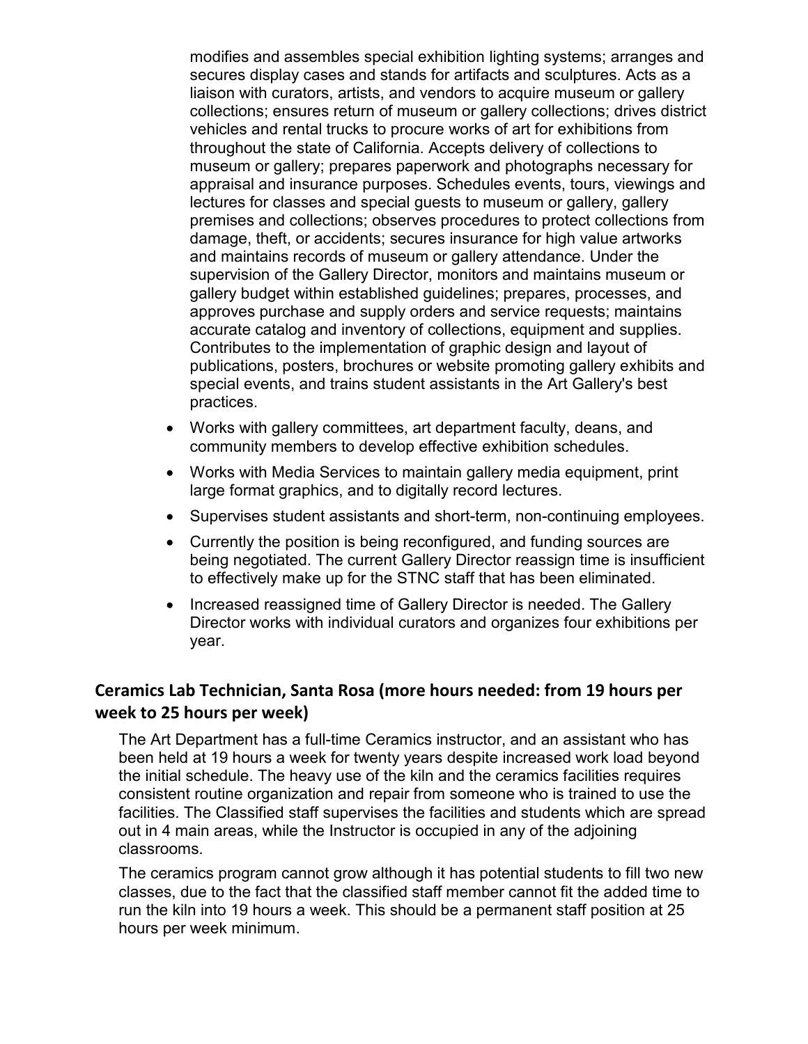modifies and assembles special exhibition lighting systems; arranges and secures display cases and stands for artifacts and sculptures. Acts as a liaison with curators, artists, and vendors to acquire museum or gallery collections; ensures return of museum or gallery collections; drives district vehicles and rental trucks to procure works of art for exhibitions from throughout the state of California. Accepts delivery of collections to museum or gallery; prepares paperwork and photographs necessary for appraisal and insurance purposes. Schedules events, tours, viewings and lectures for classes and special guests to museum or gallery, gallery premises and collections; observes procedures to protect collections from damage, theft, or accidents; secures insurance for high value artworks and maintains records of museum or gallery attendance. Under the supervision of the Gallery Director, monitors and maintains museum or gallery budget within established guidelines; prepares, processes, and approves purchase and supply orders and service requests; maintains accurate catalog and inventory of collections, equipment and supplies. Contributes to the implementation of graphic design and layout of publications, posters, brochures or website promoting gallery exhibits and special events, and trains student assistants in the Art Gallery's best practices.

- Works with gallery committees, art department faculty, deans, and community members to develop effective exhibition schedules.
- Works with Media Services to maintain gallery media equipment, print large format graphics, and to digitally record lectures.
- Supervises student assistants and short-term, non-continuing employees.
- Currently the position is being reconfigured, and funding sources are being negotiated. The current Gallery Director reassign time is insufficient to effectively make up for the STNC staff that has been eliminated.
- Increased reassigned time of Gallery Director is needed. The Gallery Director works with individual curators and organizes four exhibitions per year.

## Ceramics Lab Technician, Santa Rosa (more hours needed: from 19 hours per week to 25 hours per week)

The Art Department has a full-time Ceramics instructor, and an assistant who has been held at 19 hours a week for twenty years despite increased work load beyond the initial schedule. The heavy use of the kiln and the ceramics facilities requires consistent routine organization and repair from someone who is trained to use the facilities. The Classified staff supervises the facilities and students which are spread out in 4 main areas, while the Instructor is occupied in any of the adjoining classrooms.

The ceramics program cannot grow although it has potential students to fill two new classes, due to the fact that the classified staff member cannot fit the added time to run the kiln into 19 hours a week. This should be a permanent staff position at 25 hours per week minimum.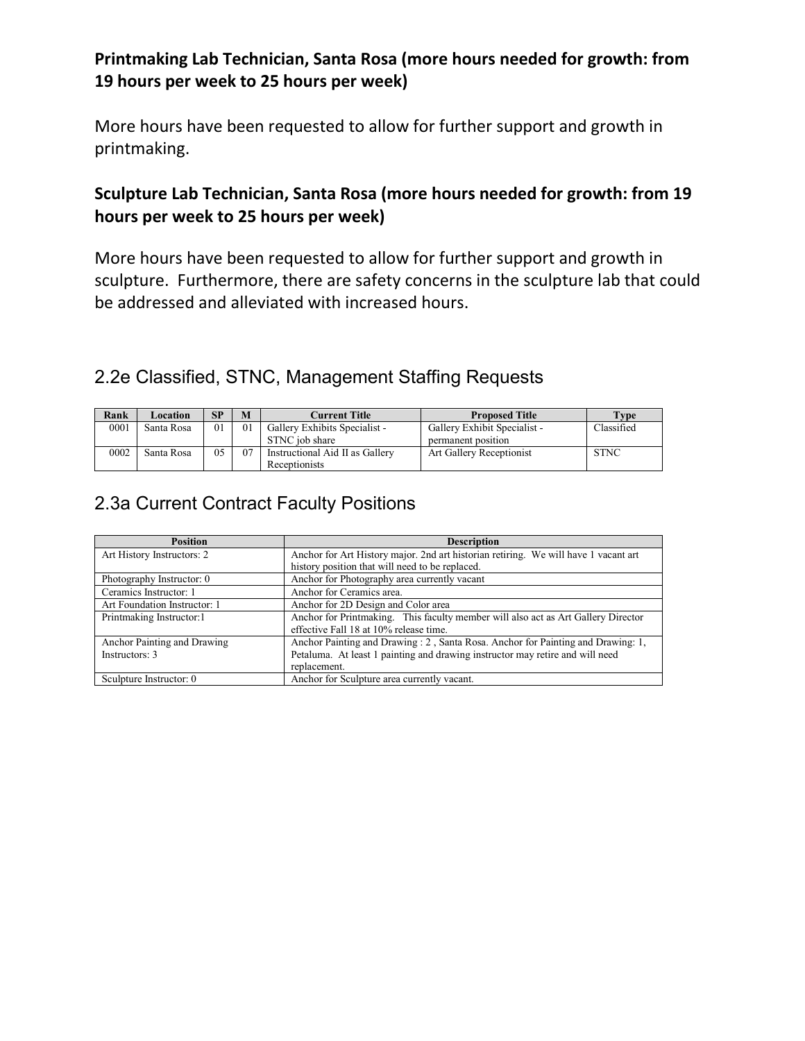**Printmaking Lab Technician, Santa Rosa (more hours needed for growth: from 19 hours per week to 25 hours per week)**

More hours have been requested to allow for further support and growth in printmaking.

**Sculpture Lab Technician, Santa Rosa (more hours needed for growth: from 19 hours per week to 25 hours per week)**

More hours have been requested to allow for further support and growth in sculpture. Furthermore, there are safety concerns in the sculpture lab that could be addressed and alleviated with increased hours.

## 2.2e Classified, STNC, Management Staffing Requests

| Rank | Location | SP | M | Current Title | Proposed Title | Type |
|---|---|---|---|---|---|---|
| 0001 | Santa Rosa | 01 | 01 | Gallery Exhibits Specialist - STNC job share | Gallery Exhibit Specialist - permanent position | Classified |
| 0002 | Santa Rosa | 05 | 07 | Instructional Aid II as Gallery Receptionists | Art Gallery Receptionist | STNC |

## 2.3a Current Contract Faculty Positions

| Position | Description |
|---|---|
| Art History Instructors: 2 | Anchor for Art History major. 2nd art historian retiring. We will have 1 vacant art history position that will need to be replaced. |
| Photography Instructor: 0 | Anchor for Photography area currently vacant |
| Ceramics Instructor: 1 | Anchor for Ceramics area. |
| Art Foundation Instructor: 1 | Anchor for 2D Design and Color area |
| Printmaking Instructor:1 | Anchor for Printmaking. This faculty member will also act as Art Gallery Director effective Fall 18 at 10% release time. |
| Anchor Painting and Drawing Instructors: 3 | Anchor Painting and Drawing : 2 , Santa Rosa. Anchor for Painting and Drawing: 1, Petaluma. At least 1 painting and drawing instructor may retire and will need replacement. |
| Sculpture Instructor: 0 | Anchor for Sculpture area currently vacant. |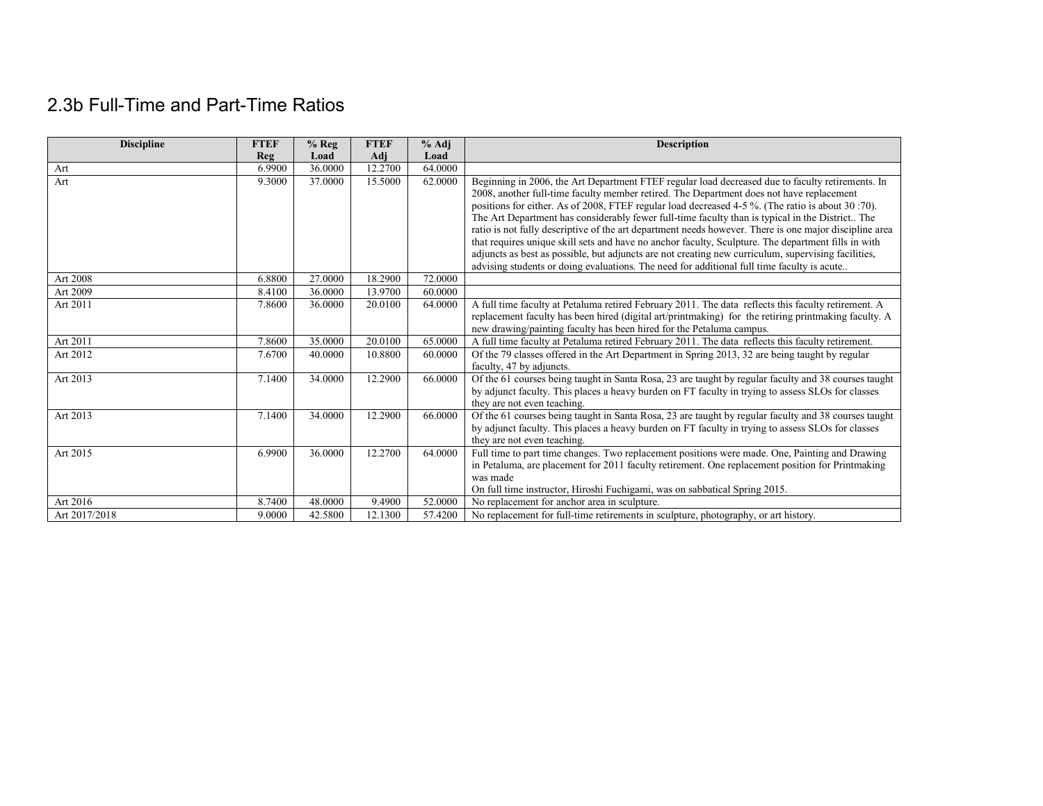## 2.3b Full-Time and Part-Time Ratios

| Discipline | FTEF Reg | % Reg Load | FTEF Adj | % Adj Load | Description |
|---|---|---|---|---|---|
| Art | 6.9900 | 36.0000 | 12.2700 | 64.0000 | |
| Art | 9.3000 | 37.0000 | 15.5000 | 62.0000 | Beginning in 2006, the Art Department FTEF regular load decreased due to faculty retirements. In 2008, another full-time faculty member retired. The Department does not have replacement positions for either. As of 2008, FTEF regular load decreased 4-5 %. (The ratio is about 30 :70). The Art Department has considerably fewer full-time faculty than is typical in the District.. The ratio is not fully descriptive of the art department needs however. There is one major discipline area that requires unique skill sets and have no anchor faculty, Sculpture. The department fills in with adjuncts as best as possible, but adjuncts are not creating new curriculum, supervising facilities, advising students or doing evaluations. The need for additional full time faculty is acute.. |
| Art 2008 | 6.8800 | 27.0000 | 18.2900 | 72.0000 | |
| Art 2009 | 8.4100 | 36.0000 | 13.9700 | 60.0000 | |
| Art 2011 | 7.8600 | 36.0000 | 20.0100 | 64.0000 | A full time faculty at Petaluma retired February 2011. The data reflects this faculty retirement. A replacement faculty has been hired (digital art/printmaking) for the retiring printmaking faculty. A new drawing/painting faculty has been hired for the Petaluma campus. |
| Art 2011 | 7.8600 | 35.0000 | 20.0100 | 65.0000 | A full time faculty at Petaluma retired February 2011. The data reflects this faculty retirement. |
| Art 2012 | 7.6700 | 40.0000 | 10.8800 | 60.0000 | Of the 79 classes offered in the Art Department in Spring 2013, 32 are being taught by regular faculty, 47 by adjuncts. |
| Art 2013 | 7.1400 | 34.0000 | 12.2900 | 66.0000 | Of the 61 courses being taught in Santa Rosa, 23 are taught by regular faculty and 38 courses taught by adjunct faculty. This places a heavy burden on FT faculty in trying to assess SLOs for classes they are not even teaching. |
| Art 2013 | 7.1400 | 34.0000 | 12.2900 | 66.0000 | Of the 61 courses being taught in Santa Rosa, 23 are taught by regular faculty and 38 courses taught by adjunct faculty. This places a heavy burden on FT faculty in trying to assess SLOs for classes they are not even teaching. |
| Art 2015 | 6.9900 | 36.0000 | 12.2700 | 64.0000 | Full time to part time changes. Two replacement positions were made. One, Painting and Drawing in Petaluma, are placement for 2011 faculty retirement. One replacement position for Printmaking was made<br>On full time instructor, Hiroshi Fuchigami, was on sabbatical Spring 2015. |
| Art 2016 | 8.7400 | 48.0000 | 9.4900 | 52.0000 | No replacement for anchor area in sculpture. |
| Art 2017/2018 | 9.0000 | 42.5800 | 12.1300 | 57.4200 | No replacement for full-time retirements in sculpture, photography, or art history. |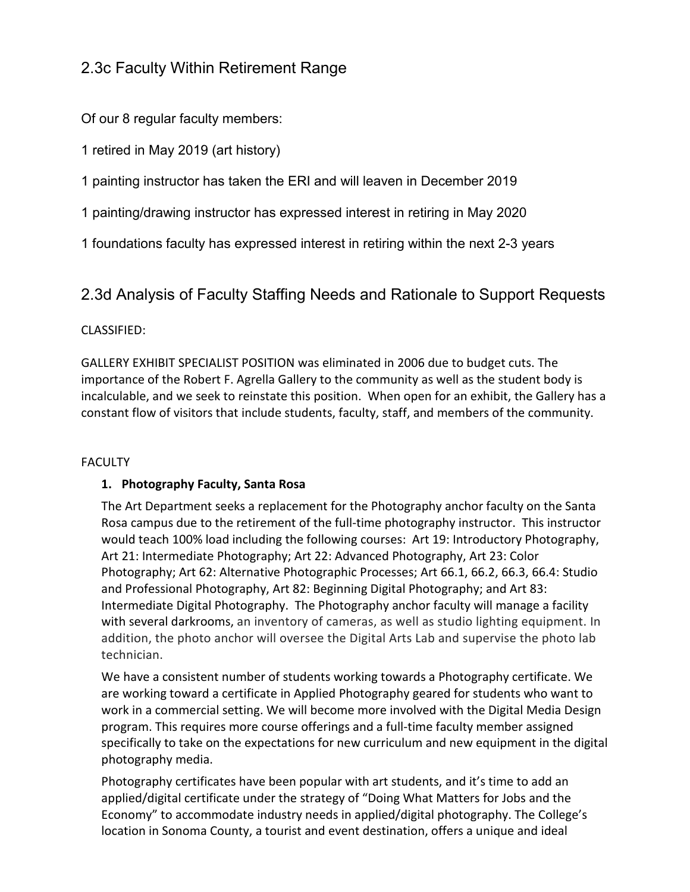## 2.3c Faculty Within Retirement Range

Of our 8 regular faculty members:

1 retired in May 2019 (art history)

1 painting instructor has taken the ERI and will leaven in December 2019

1 painting/drawing instructor has expressed interest in retiring in May 2020

1 foundations faculty has expressed interest in retiring within the next 2-3 years

## 2.3d Analysis of Faculty Staffing Needs and Rationale to Support Requests

CLASSIFIED:

GALLERY EXHIBIT SPECIALIST POSITION was eliminated in 2006 due to budget cuts. The importance of the Robert F. Agrella Gallery to the community as well as the student body is incalculable, and we seek to reinstate this position. When open for an exhibit, the Gallery has a constant flow of visitors that include students, faculty, staff, and members of the community.

FACULTY

1. **Photography Faculty, Santa Rosa**

   The Art Department seeks a replacement for the Photography anchor faculty on the Santa Rosa campus due to the retirement of the full-time photography instructor. This instructor would teach 100% load including the following courses: Art 19: Introductory Photography, Art 21: Intermediate Photography; Art 22: Advanced Photography, Art 23: Color Photography; Art 62: Alternative Photographic Processes; Art 66.1, 66.2, 66.3, 66.4: Studio and Professional Photography, Art 82: Beginning Digital Photography; and Art 83: Intermediate Digital Photography. The Photography anchor faculty will manage a facility with several darkrooms, an inventory of cameras, as well as studio lighting equipment. In addition, the photo anchor will oversee the Digital Arts Lab and supervise the photo lab technician.

   We have a consistent number of students working towards a Photography certificate. We are working toward a certificate in Applied Photography geared for students who want to work in a commercial setting. We will become more involved with the Digital Media Design program. This requires more course offerings and a full-time faculty member assigned specifically to take on the expectations for new curriculum and new equipment in the digital photography media.

   Photography certificates have been popular with art students, and it's time to add an applied/digital certificate under the strategy of "Doing What Matters for Jobs and the Economy" to accommodate industry needs in applied/digital photography. The College's location in Sonoma County, a tourist and event destination, offers a unique and ideal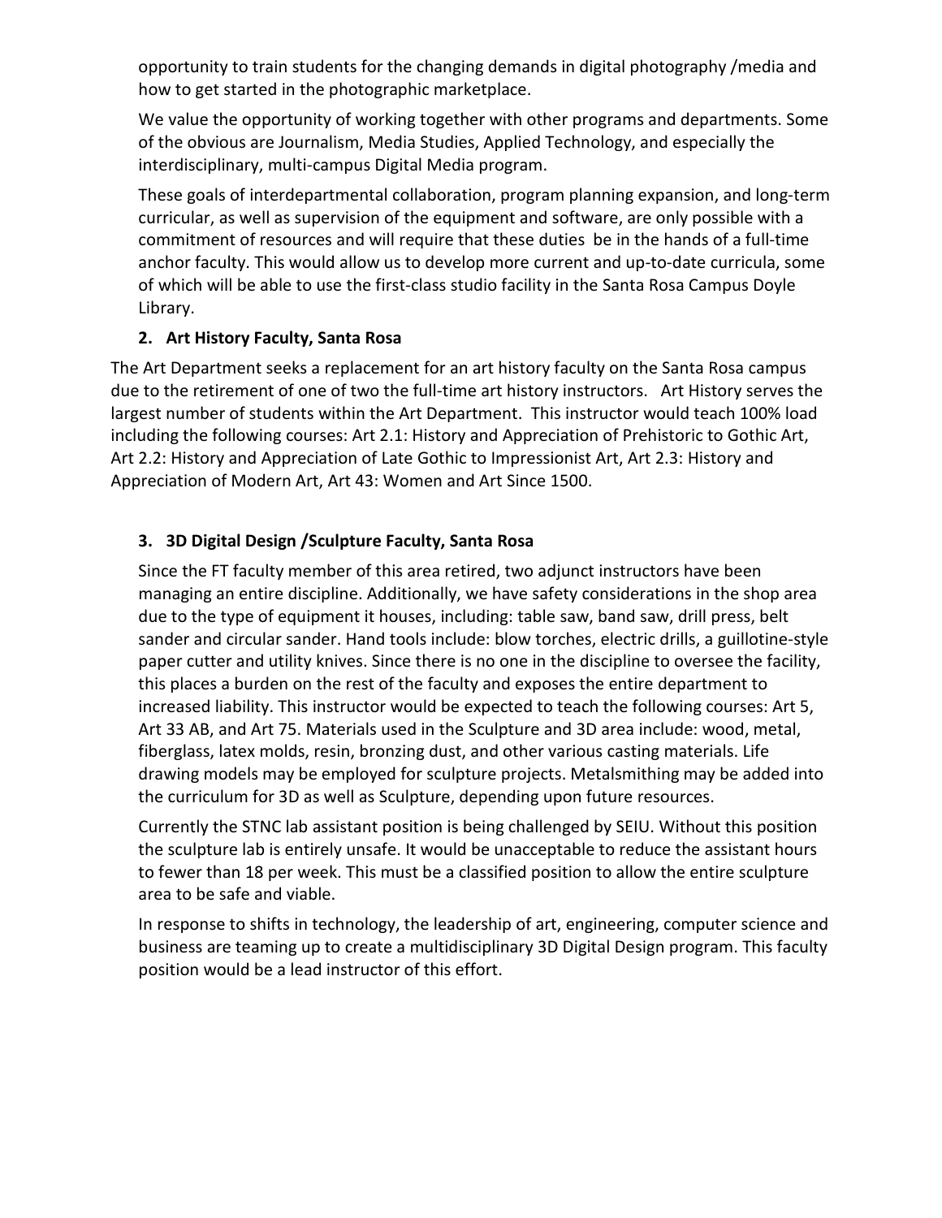opportunity to train students for the changing demands in digital photography /media and how to get started in the photographic marketplace.

We value the opportunity of working together with other programs and departments. Some of the obvious are Journalism, Media Studies, Applied Technology, and especially the interdisciplinary, multi-campus Digital Media program.

These goals of interdepartmental collaboration, program planning expansion, and long-term curricular, as well as supervision of the equipment and software, are only possible with a commitment of resources and will require that these duties be in the hands of a full-time anchor faculty. This would allow us to develop more current and up-to-date curricula, some of which will be able to use the first-class studio facility in the Santa Rosa Campus Doyle Library.

2. **Art History Faculty, Santa Rosa**

The Art Department seeks a replacement for an art history faculty on the Santa Rosa campus due to the retirement of one of two the full-time art history instructors. Art History serves the largest number of students within the Art Department. This instructor would teach 100% load including the following courses: Art 2.1: History and Appreciation of Prehistoric to Gothic Art, Art 2.2: History and Appreciation of Late Gothic to Impressionist Art, Art 2.3: History and Appreciation of Modern Art, Art 43: Women and Art Since 1500.

3. **3D Digital Design /Sculpture Faculty, Santa Rosa**

Since the FT faculty member of this area retired, two adjunct instructors have been managing an entire discipline. Additionally, we have safety considerations in the shop area due to the type of equipment it houses, including: table saw, band saw, drill press, belt sander and circular sander. Hand tools include: blow torches, electric drills, a guillotine-style paper cutter and utility knives. Since there is no one in the discipline to oversee the facility, this places a burden on the rest of the faculty and exposes the entire department to increased liability. This instructor would be expected to teach the following courses: Art 5, Art 33 AB, and Art 75. Materials used in the Sculpture and 3D area include: wood, metal, fiberglass, latex molds, resin, bronzing dust, and other various casting materials. Life drawing models may be employed for sculpture projects. Metalsmithing may be added into the curriculum for 3D as well as Sculpture, depending upon future resources.

Currently the STNC lab assistant position is being challenged by SEIU. Without this position the sculpture lab is entirely unsafe. It would be unacceptable to reduce the assistant hours to fewer than 18 per week. This must be a classified position to allow the entire sculpture area to be safe and viable.

In response to shifts in technology, the leadership of art, engineering, computer science and business are teaming up to create a multidisciplinary 3D Digital Design program. This faculty position would be a lead instructor of this effort.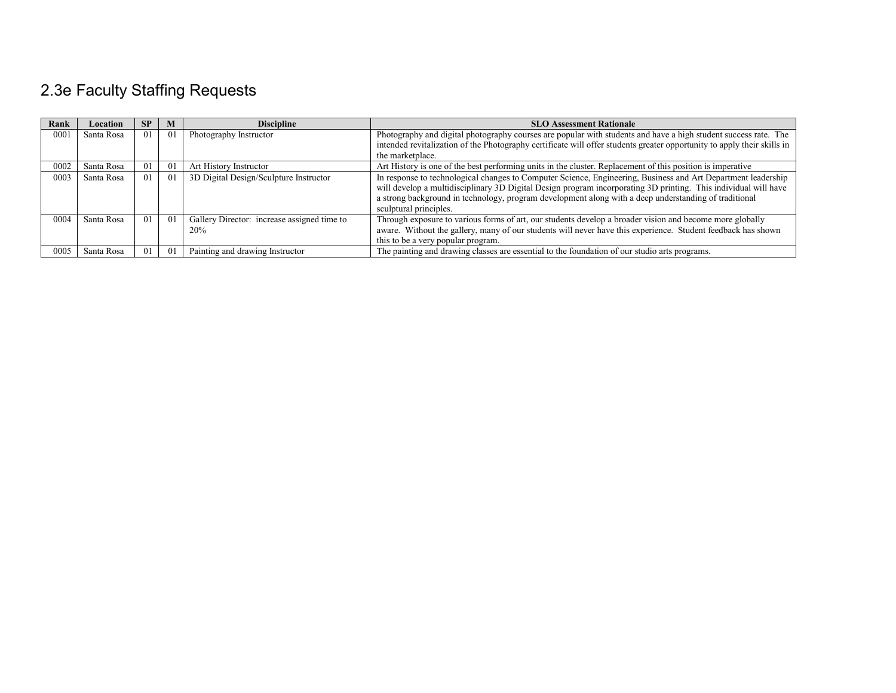## 2.3e Faculty Staffing Requests

| Rank | Location | SP | M | Discipline | SLO Assessment Rationale |
|---|---|---|---|---|---|
| 0001 | Santa Rosa | 01 | 01 | Photography Instructor | Photography and digital photography courses are popular with students and have a high student success rate. The intended revitalization of the Photography certificate will offer students greater opportunity to apply their skills in the marketplace. |
| 0002 | Santa Rosa | 01 | 01 | Art History Instructor | Art History is one of the best performing units in the cluster. Replacement of this position is imperative |
| 0003 | Santa Rosa | 01 | 01 | 3D Digital Design/Sculpture Instructor | In response to technological changes to Computer Science, Engineering, Business and Art Department leadership will develop a multidisciplinary 3D Digital Design program incorporating 3D printing. This individual will have a strong background in technology, program development along with a deep understanding of traditional sculptural principles. |
| 0004 | Santa Rosa | 01 | 01 | Gallery Director: increase assigned time to 20% | Through exposure to various forms of art, our students develop a broader vision and become more globally aware. Without the gallery, many of our students will never have this experience. Student feedback has shown this to be a very popular program. |
| 0005 | Santa Rosa | 01 | 01 | Painting and drawing Instructor | The painting and drawing classes are essential to the foundation of our studio arts programs. |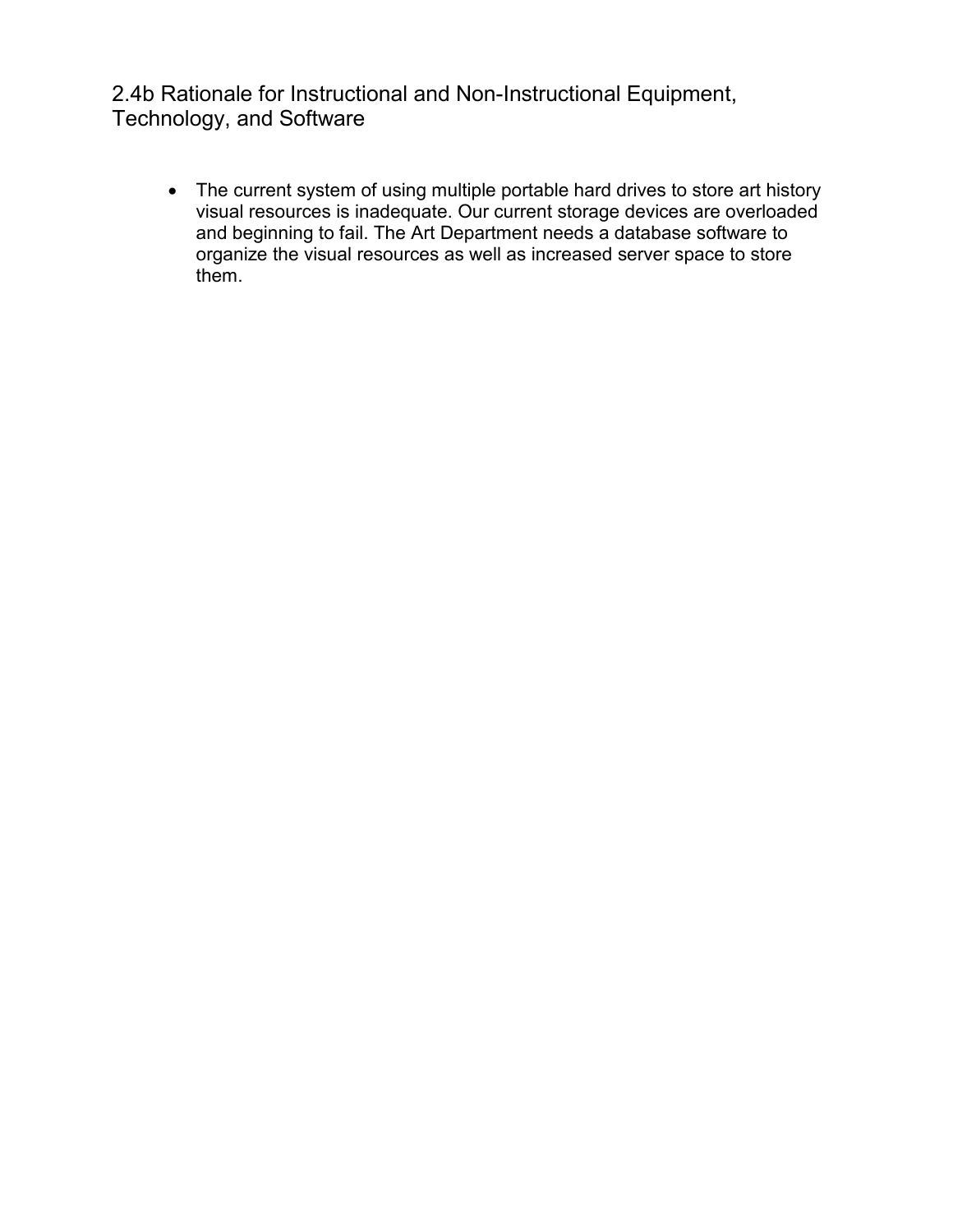## 2.4b Rationale for Instructional and Non-Instructional Equipment, Technology, and Software

- The current system of using multiple portable hard drives to store art history visual resources is inadequate. Our current storage devices are overloaded and beginning to fail. The Art Department needs a database software to organize the visual resources as well as increased server space to store them.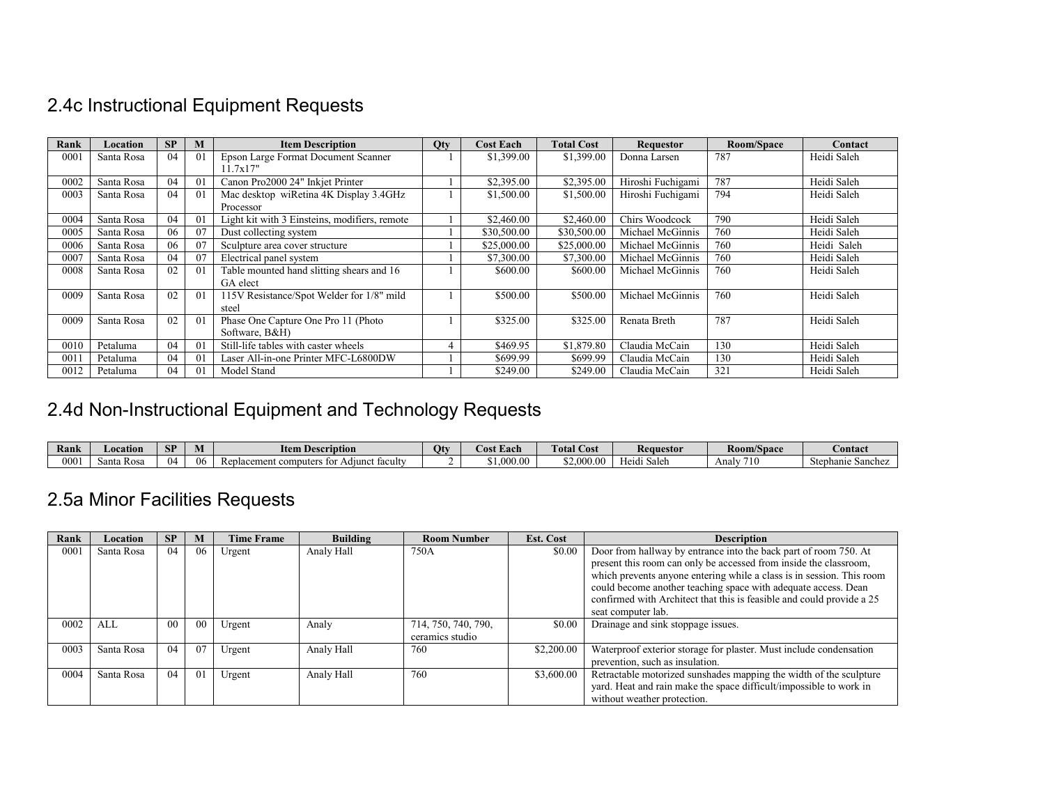## 2.4c Instructional Equipment Requests

| Rank | Location | SP | M | Item Description | Qty | Cost Each | Total Cost | Requestor | Room/Space | Contact |
|---|---|---|---|---|---|---|---|---|---|---|
| 0001 | Santa Rosa | 04 | 01 | Epson Large Format Document Scanner 11.7x17" | 1 | $1,399.00 | $1,399.00 | Donna Larsen | 787 | Heidi Saleh |
| 0002 | Santa Rosa | 04 | 01 | Canon Pro2000 24" Inkjet Printer | 1 | $2,395.00 | $2,395.00 | Hiroshi Fuchigami | 787 | Heidi Saleh |
| 0003 | Santa Rosa | 04 | 01 | Mac desktop wiRetina 4K Display 3.4GHz Processor | 1 | $1,500.00 | $1,500.00 | Hiroshi Fuchigami | 794 | Heidi Saleh |
| 0004 | Santa Rosa | 04 | 01 | Light kit with 3 Einsteins, modifiers, remote | 1 | $2,460.00 | $2,460.00 | Chirs Woodcock | 790 | Heidi Saleh |
| 0005 | Santa Rosa | 06 | 07 | Dust collecting system | 1 | $30,500.00 | $30,500.00 | Michael McGinnis | 760 | Heidi Saleh |
| 0006 | Santa Rosa | 06 | 07 | Sculpture area cover structure | 1 | $25,000.00 | $25,000.00 | Michael McGinnis | 760 | Heidi Saleh |
| 0007 | Santa Rosa | 04 | 07 | Electrical panel system | 1 | $7,300.00 | $7,300.00 | Michael McGinnis | 760 | Heidi Saleh |
| 0008 | Santa Rosa | 02 | 01 | Table mounted hand slitting shears and 16 GA elect | 1 | $600.00 | $600.00 | Michael McGinnis | 760 | Heidi Saleh |
| 0009 | Santa Rosa | 02 | 01 | 115V Resistance/Spot Welder for 1/8" mild steel | 1 | $500.00 | $500.00 | Michael McGinnis | 760 | Heidi Saleh |
| 0009 | Santa Rosa | 02 | 01 | Phase One Capture One Pro 11 (Photo Software, B&H) | 1 | $325.00 | $325.00 | Renata Breth | 787 | Heidi Saleh |
| 0010 | Petaluma | 04 | 01 | Still-life tables with caster wheels | 4 | $469.95 | $1,879.80 | Claudia McCain | 130 | Heidi Saleh |
| 0011 | Petaluma | 04 | 01 | Laser All-in-one Printer MFC-L6800DW | 1 | $699.99 | $699.99 | Claudia McCain | 130 | Heidi Saleh |
| 0012 | Petaluma | 04 | 01 | Model Stand | 1 | $249.00 | $249.00 | Claudia McCain | 321 | Heidi Saleh |

## 2.4d Non-Instructional Equipment and Technology Requests

| Rank | Location | SP | M | Item Description | Qty | Cost Each | Total Cost | Requestor | Room/Space | Contact |
|---|---|---|---|---|---|---|---|---|---|---|
| 0001 | Santa Rosa | 04 | 06 | Replacement computers for Adjunct faculty | 2 | $1,000.00 | $2,000.00 | Heidi Saleh | Analy 710 | Stephanie Sanchez |

## 2.5a Minor Facilities Requests

| Rank | Location | SP | M | Time Frame | Building | Room Number | Est. Cost | Description |
|---|---|---|---|---|---|---|---|---|
| 0001 | Santa Rosa | 04 | 06 | Urgent | Analy Hall | 750A | $0.00 | Door from hallway by entrance into the back part of room 750. At present this room can only be accessed from inside the classroom, which prevents anyone entering while a class is in session. This room could become another teaching space with adequate access. Dean confirmed with Architect that this is feasible and could provide a 25 seat computer lab. |
| 0002 | ALL | 00 | 00 | Urgent | Analy | 714, 750, 740, 790, ceramics studio | $0.00 | Drainage and sink stoppage issues. |
| 0003 | Santa Rosa | 04 | 07 | Urgent | Analy Hall | 760 | $2,200.00 | Waterproof exterior storage for plaster. Must include condensation prevention, such as insulation. |
| 0004 | Santa Rosa | 04 | 01 | Urgent | Analy Hall | 760 | $3,600.00 | Retractable motorized sunshades mapping the width of the sculpture yard. Heat and rain make the space difficult/impossible to work in without weather protection. |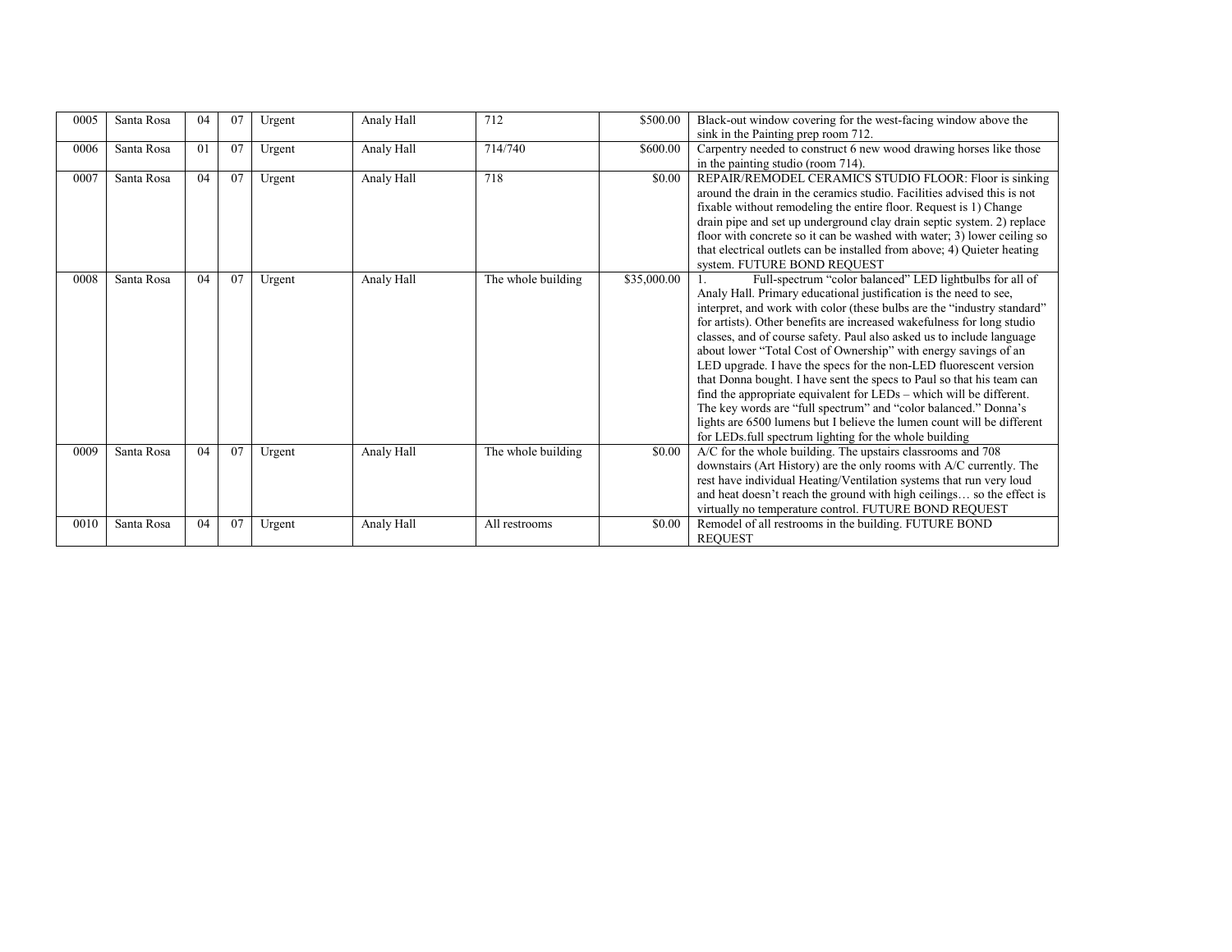| | | | | | | | | |
|---|---|---|---|---|---|---|---|---|
| 0005 | Santa Rosa | 04 | 07 | Urgent | Analy Hall | 712 | $500.00 | Black-out window covering for the west-facing window above the sink in the Painting prep room 712. |
| 0006 | Santa Rosa | 01 | 07 | Urgent | Analy Hall | 714/740 | $600.00 | Carpentry needed to construct 6 new wood drawing horses like those in the painting studio (room 714). |
| 0007 | Santa Rosa | 04 | 07 | Urgent | Analy Hall | 718 | $0.00 | REPAIR/REMODEL CERAMICS STUDIO FLOOR: Floor is sinking around the drain in the ceramics studio. Facilities advised this is not fixable without remodeling the entire floor. Request is 1) Change drain pipe and set up underground clay drain septic system. 2) replace floor with concrete so it can be washed with water; 3) lower ceiling so that electrical outlets can be installed from above; 4) Quieter heating system. FUTURE BOND REQUEST |
| 0008 | Santa Rosa | 04 | 07 | Urgent | Analy Hall | The whole building | $35,000.00 | 1. Full-spectrum "color balanced" LED lightbulbs for all of Analy Hall. Primary educational justification is the need to see, interpret, and work with color (these bulbs are the "industry standard" for artists). Other benefits are increased wakefulness for long studio classes, and of course safety. Paul also asked us to include language about lower "Total Cost of Ownership" with energy savings of an LED upgrade. I have the specs for the non-LED fluorescent version that Donna bought. I have sent the specs to Paul so that his team can find the appropriate equivalent for LEDs – which will be different. The key words are "full spectrum" and "color balanced." Donna's lights are 6500 lumens but I believe the lumen count will be different for LEDs.full spectrum lighting for the whole building |
| 0009 | Santa Rosa | 04 | 07 | Urgent | Analy Hall | The whole building | $0.00 | A/C for the whole building. The upstairs classrooms and 708 downstairs (Art History) are the only rooms with A/C currently. The rest have individual Heating/Ventilation systems that run very loud and heat doesn't reach the ground with high ceilings… so the effect is virtually no temperature control. FUTURE BOND REQUEST |
| 0010 | Santa Rosa | 04 | 07 | Urgent | Analy Hall | All restrooms | $0.00 | Remodel of all restrooms in the building. FUTURE BOND REQUEST |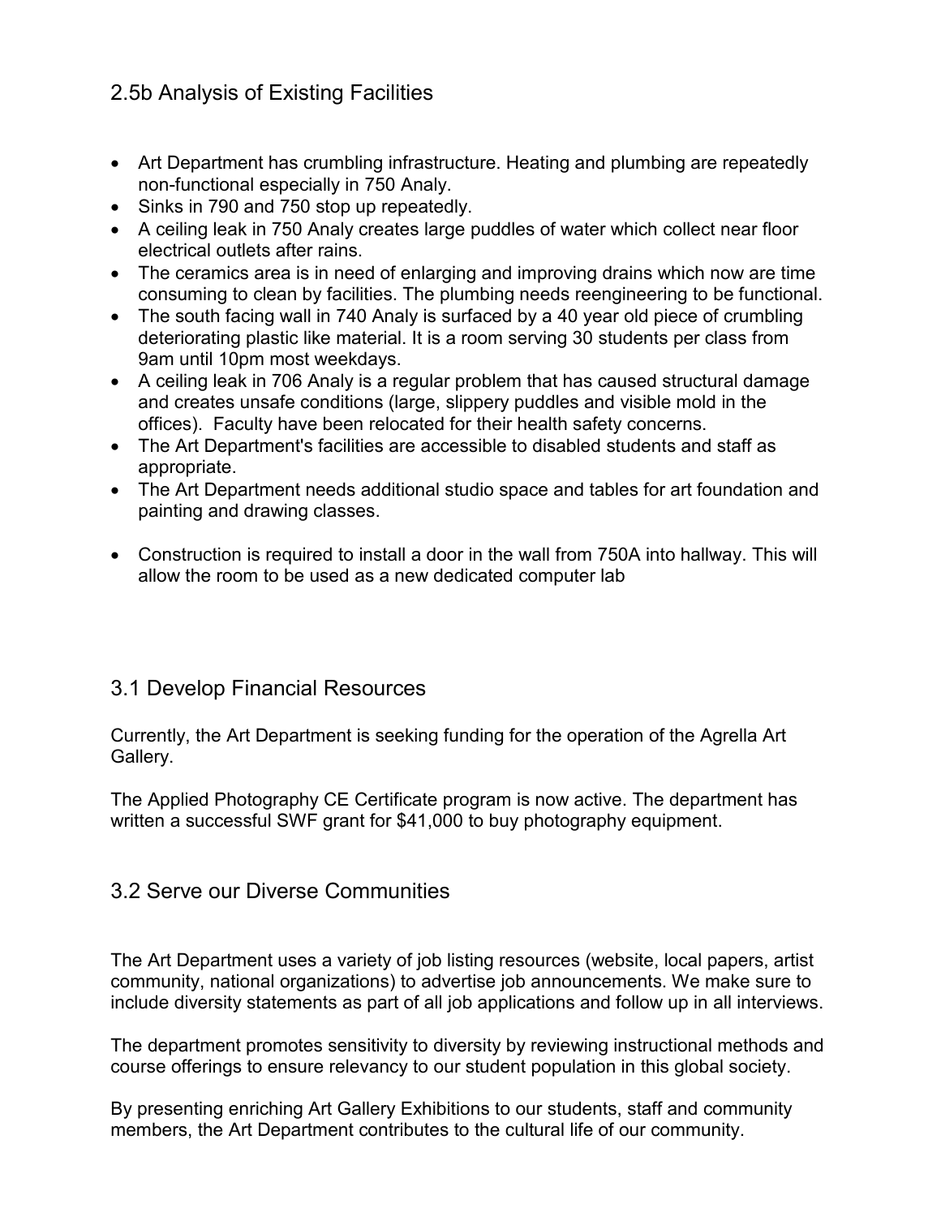## 2.5b Analysis of Existing Facilities

- Art Department has crumbling infrastructure. Heating and plumbing are repeatedly non-functional especially in 750 Analy.
- Sinks in 790 and 750 stop up repeatedly.
- A ceiling leak in 750 Analy creates large puddles of water which collect near floor electrical outlets after rains.
- The ceramics area is in need of enlarging and improving drains which now are time consuming to clean by facilities. The plumbing needs reengineering to be functional.
- The south facing wall in 740 Analy is surfaced by a 40 year old piece of crumbling deteriorating plastic like material. It is a room serving 30 students per class from 9am until 10pm most weekdays.
- A ceiling leak in 706 Analy is a regular problem that has caused structural damage and creates unsafe conditions (large, slippery puddles and visible mold in the offices). Faculty have been relocated for their health safety concerns.
- The Art Department's facilities are accessible to disabled students and staff as appropriate.
- The Art Department needs additional studio space and tables for art foundation and painting and drawing classes.
- Construction is required to install a door in the wall from 750A into hallway. This will allow the room to be used as a new dedicated computer lab

## 3.1 Develop Financial Resources

Currently, the Art Department is seeking funding for the operation of the Agrella Art Gallery.

The Applied Photography CE Certificate program is now active. The department has written a successful SWF grant for $41,000 to buy photography equipment.

## 3.2 Serve our Diverse Communities

The Art Department uses a variety of job listing resources (website, local papers, artist community, national organizations) to advertise job announcements. We make sure to include diversity statements as part of all job applications and follow up in all interviews.

The department promotes sensitivity to diversity by reviewing instructional methods and course offerings to ensure relevancy to our student population in this global society.

By presenting enriching Art Gallery Exhibitions to our students, staff and community members, the Art Department contributes to the cultural life of our community.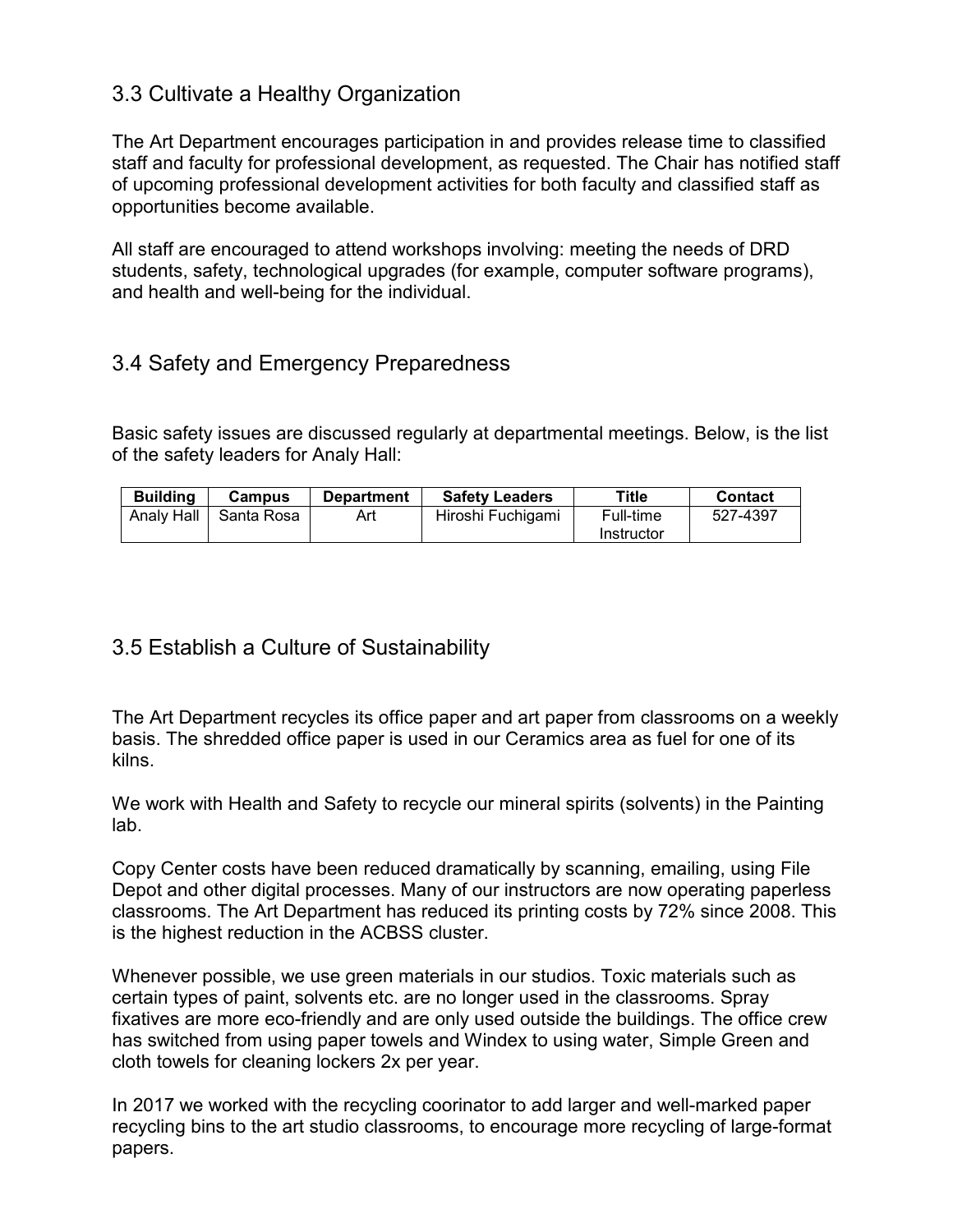## 3.3 Cultivate a Healthy Organization

The Art Department encourages participation in and provides release time to classified staff and faculty for professional development, as requested. The Chair has notified staff of upcoming professional development activities for both faculty and classified staff as opportunities become available.

All staff are encouraged to attend workshops involving: meeting the needs of DRD students, safety, technological upgrades (for example, computer software programs), and health and well-being for the individual.

## 3.4 Safety and Emergency Preparedness

Basic safety issues are discussed regularly at departmental meetings. Below, is the list of the safety leaders for Analy Hall:

| Building | Campus | Department | Safety Leaders | Title | Contact |
|---|---|---|---|---|---|
| Analy Hall | Santa Rosa | Art | Hiroshi Fuchigami | Full-time Instructor | 527-4397 |

## 3.5 Establish a Culture of Sustainability

The Art Department recycles its office paper and art paper from classrooms on a weekly basis. The shredded office paper is used in our Ceramics area as fuel for one of its kilns.

We work with Health and Safety to recycle our mineral spirits (solvents) in the Painting lab.

Copy Center costs have been reduced dramatically by scanning, emailing, using File Depot and other digital processes. Many of our instructors are now operating paperless classrooms. The Art Department has reduced its printing costs by 72% since 2008. This is the highest reduction in the ACBSS cluster.

Whenever possible, we use green materials in our studios. Toxic materials such as certain types of paint, solvents etc. are no longer used in the classrooms. Spray fixatives are more eco-friendly and are only used outside the buildings. The office crew has switched from using paper towels and Windex to using water, Simple Green and cloth towels for cleaning lockers 2x per year.

In 2017 we worked with the recycling coorinator to add larger and well-marked paper recycling bins to the art studio classrooms, to encourage more recycling of large-format papers.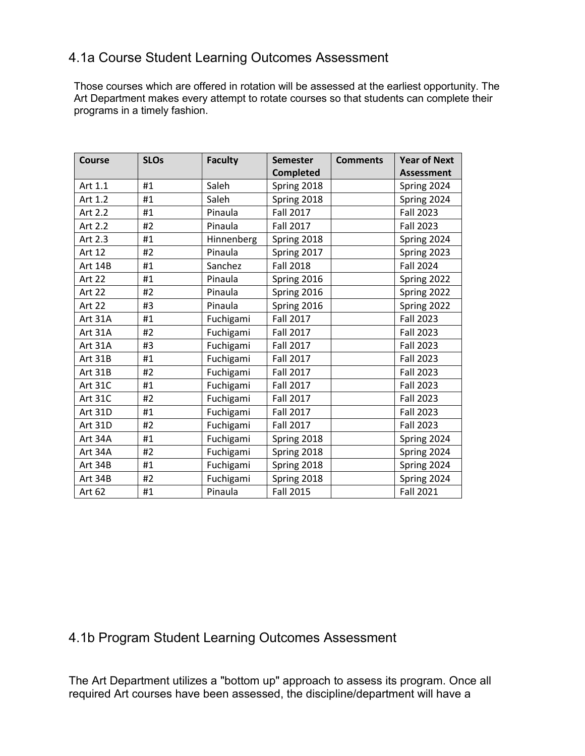## 4.1a Course Student Learning Outcomes Assessment

Those courses which are offered in rotation will be assessed at the earliest opportunity. The Art Department makes every attempt to rotate courses so that students can complete their programs in a timely fashion.

| Course | SLOs | Faculty | Semester Completed | Comments | Year of Next Assessment |
|---|---|---|---|---|---|
| Art 1.1 | #1 | Saleh | Spring 2018 | | Spring 2024 |
| Art 1.2 | #1 | Saleh | Spring 2018 | | Spring 2024 |
| Art 2.2 | #1 | Pinaula | Fall 2017 | | Fall 2023 |
| Art 2.2 | #2 | Pinaula | Fall 2017 | | Fall 2023 |
| Art 2.3 | #1 | Hinnenberg | Spring 2018 | | Spring 2024 |
| Art 12 | #2 | Pinaula | Spring 2017 | | Spring 2023 |
| Art 14B | #1 | Sanchez | Fall 2018 | | Fall 2024 |
| Art 22 | #1 | Pinaula | Spring 2016 | | Spring 2022 |
| Art 22 | #2 | Pinaula | Spring 2016 | | Spring 2022 |
| Art 22 | #3 | Pinaula | Spring 2016 | | Spring 2022 |
| Art 31A | #1 | Fuchigami | Fall 2017 | | Fall 2023 |
| Art 31A | #2 | Fuchigami | Fall 2017 | | Fall 2023 |
| Art 31A | #3 | Fuchigami | Fall 2017 | | Fall 2023 |
| Art 31B | #1 | Fuchigami | Fall 2017 | | Fall 2023 |
| Art 31B | #2 | Fuchigami | Fall 2017 | | Fall 2023 |
| Art 31C | #1 | Fuchigami | Fall 2017 | | Fall 2023 |
| Art 31C | #2 | Fuchigami | Fall 2017 | | Fall 2023 |
| Art 31D | #1 | Fuchigami | Fall 2017 | | Fall 2023 |
| Art 31D | #2 | Fuchigami | Fall 2017 | | Fall 2023 |
| Art 34A | #1 | Fuchigami | Spring 2018 | | Spring 2024 |
| Art 34A | #2 | Fuchigami | Spring 2018 | | Spring 2024 |
| Art 34B | #1 | Fuchigami | Spring 2018 | | Spring 2024 |
| Art 34B | #2 | Fuchigami | Spring 2018 | | Spring 2024 |
| Art 62 | #1 | Pinaula | Fall 2015 | | Fall 2021 |

## 4.1b Program Student Learning Outcomes Assessment

The Art Department utilizes a "bottom up" approach to assess its program. Once all required Art courses have been assessed, the discipline/department will have a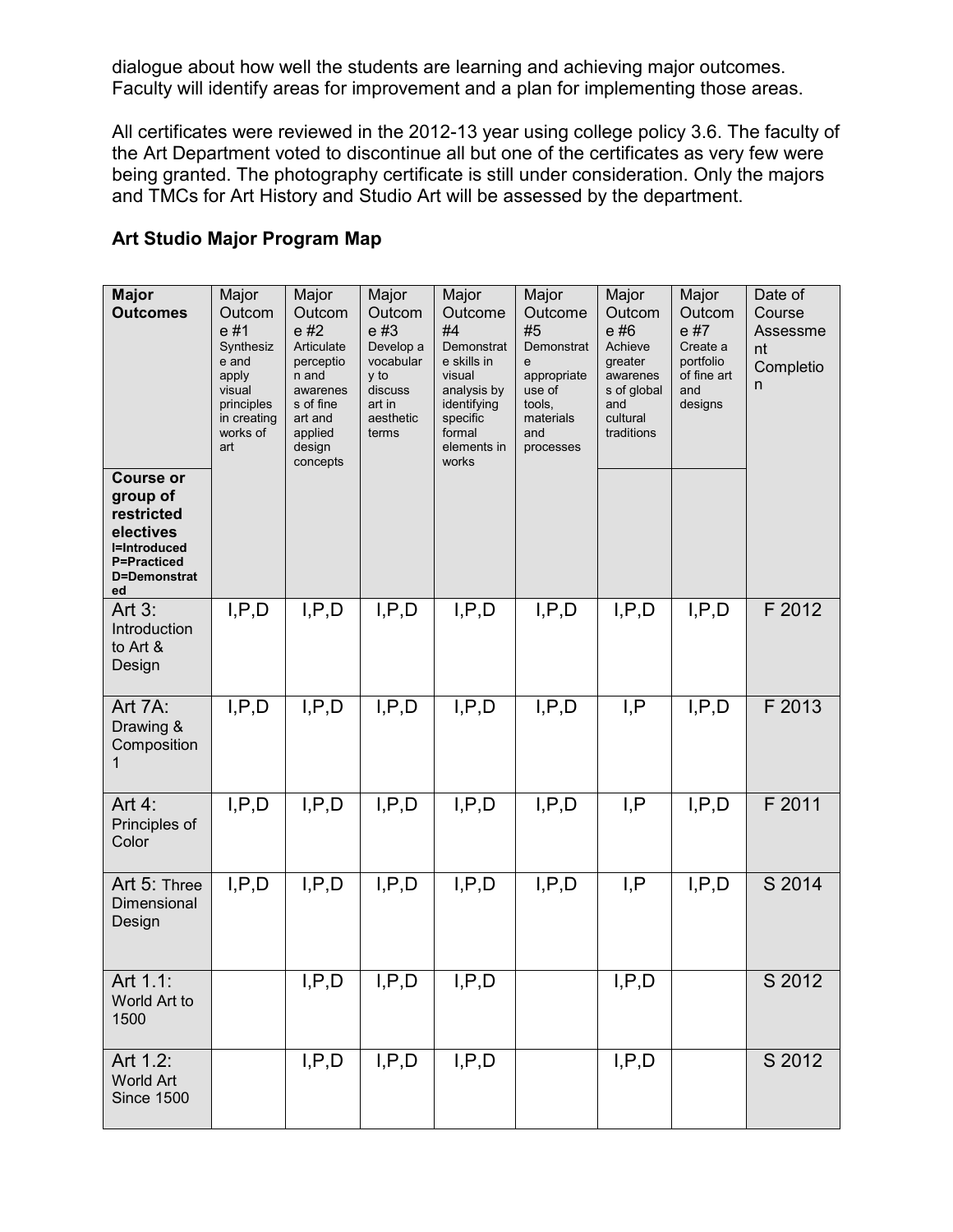dialogue about how well the students are learning and achieving major outcomes. Faculty will identify areas for improvement and a plan for implementing those areas.

All certificates were reviewed in the 2012-13 year using college policy 3.6. The faculty of the Art Department voted to discontinue all but one of the certificates as very few were being granted. The photography certificate is still under consideration. Only the majors and TMCs for Art History and Studio Art will be assessed by the department.

**Art Studio Major Program Map**

| **Major Outcomes** / **Course or group of restricted electives** I=Introduced P=Practiced D=Demonstrated | Major Outcome #1 Synthesize and apply visual principles in creating works of art | Major Outcome #2 Articulate perception and awareness of fine art and applied design concepts | Major Outcome #3 Develop a vocabulary to discuss art in aesthetic terms | Major Outcome #4 Demonstrate skills in visual analysis by identifying specific formal elements in works | Major Outcome #5 Demonstrate appropriate use of tools, materials and processes | Major Outcome #6 Achieve greater awareness of global and cultural traditions | Major Outcome #7 Create a portfolio of fine art and designs | Date of Course Assessment Completion |
|---|---|---|---|---|---|---|---|---|
| Art 3: Introduction to Art & Design | I,P,D | I,P,D | I,P,D | I,P,D | I,P,D | I,P,D | I,P,D | F 2012 |
| Art 7A: Drawing & Composition 1 | I,P,D | I,P,D | I,P,D | I,P,D | I,P,D | I,P | I,P,D | F 2013 |
| Art 4: Principles of Color | I,P,D | I,P,D | I,P,D | I,P,D | I,P,D | I,P | I,P,D | F 2011 |
| Art 5: Three Dimensional Design | I,P,D | I,P,D | I,P,D | I,P,D | I,P,D | I,P | I,P,D | S 2014 |
| Art 1.1: World Art to 1500 | | I,P,D | I,P,D | I,P,D | | I,P,D | | S 2012 |
| Art 1.2: World Art Since 1500 | | I,P,D | I,P,D | I,P,D | | I,P,D | | S 2012 |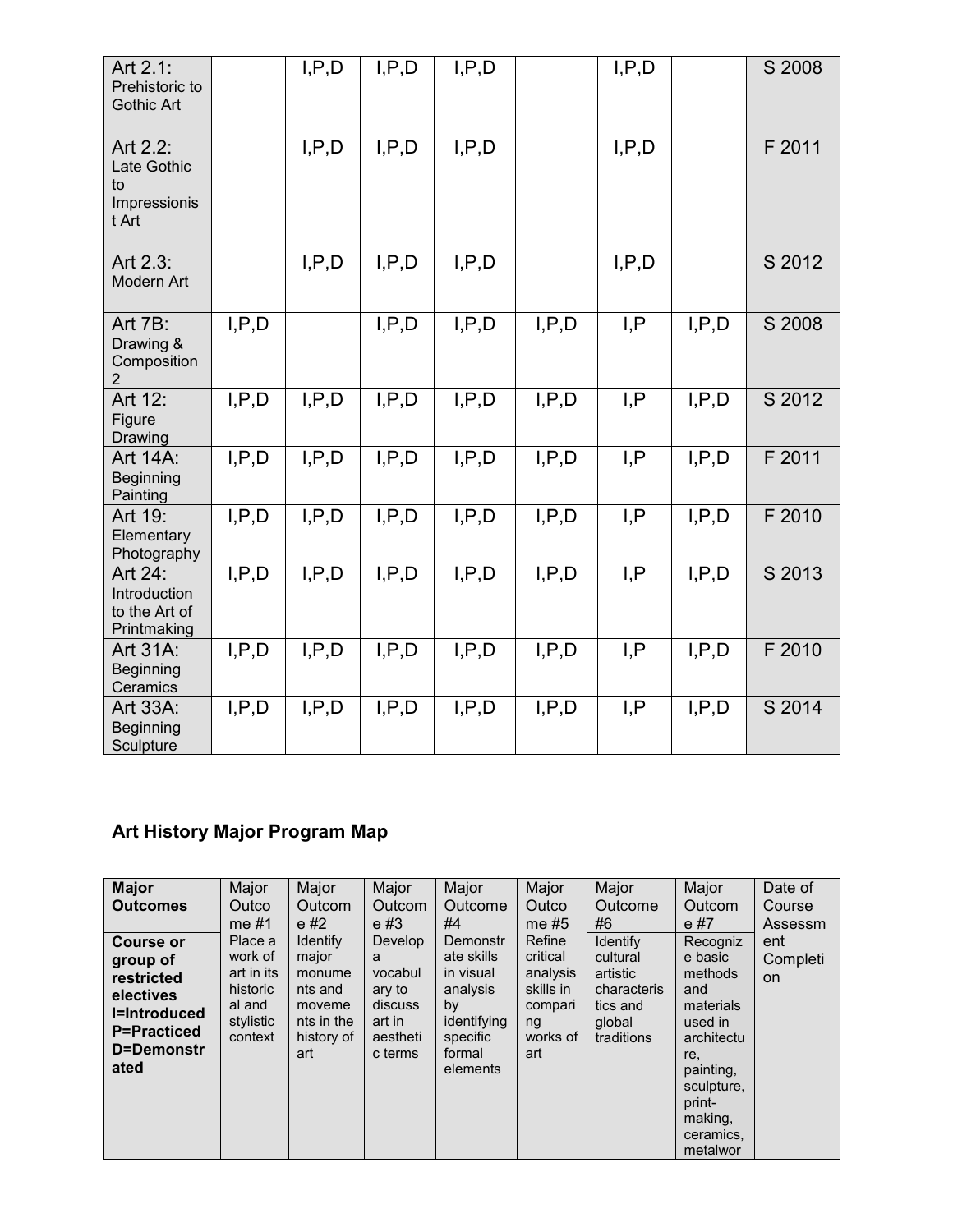| Art 2.1: Prehistoric to Gothic Art | | I,P,D | I,P,D | I,P,D | | I,P,D | | S 2008 |
|---|---|---|---|---|---|---|---|---|
| Art 2.2: Late Gothic to Impressionist Art | | I,P,D | I,P,D | I,P,D | | I,P,D | | F 2011 |
| Art 2.3: Modern Art | | I,P,D | I,P,D | I,P,D | | I,P,D | | S 2012 |
| Art 7B: Drawing & Composition 2 | I,P,D | | I,P,D | I,P,D | I,P,D | I,P | I,P,D | S 2008 |
| Art 12: Figure Drawing | I,P,D | I,P,D | I,P,D | I,P,D | I,P,D | I,P | I,P,D | S 2012 |
| Art 14A: Beginning Painting | I,P,D | I,P,D | I,P,D | I,P,D | I,P,D | I,P | I,P,D | F 2011 |
| Art 19: Elementary Photography | I,P,D | I,P,D | I,P,D | I,P,D | I,P,D | I,P | I,P,D | F 2010 |
| Art 24: Introduction to the Art of Printmaking | I,P,D | I,P,D | I,P,D | I,P,D | I,P,D | I,P | I,P,D | S 2013 |
| Art 31A: Beginning Ceramics | I,P,D | I,P,D | I,P,D | I,P,D | I,P,D | I,P | I,P,D | F 2010 |
| Art 33A: Beginning Sculpture | I,P,D | I,P,D | I,P,D | I,P,D | I,P,D | I,P | I,P,D | S 2014 |

## Art History Major Program Map

| **Major Outcomes** | Major Outcome #1 | Major Outcome #2 | Major Outcome #3 | Major Outcome #4 | Major Outcome #5 | Major Outcome #6 | Major Outcome #7 | Date of Course Assessment Completion |
|---|---|---|---|---|---|---|---|---|
| **Course or group of restricted electives I=Introduced P=Practiced D=Demonstrated** | Place a work of art in its historical and stylistic context | Identify major monuments and movements in the history of art | Develop a vocabulary to discuss art in aesthetic terms | Demonstrate skills in visual analysis by identifying specific formal elements | Refine critical analysis skills in comparing works of art | Identify cultural artistic characteristics and global traditions | Recognize basic methods and materials used in architecture, painting, sculpture, print-making, ceramics, metalwor | |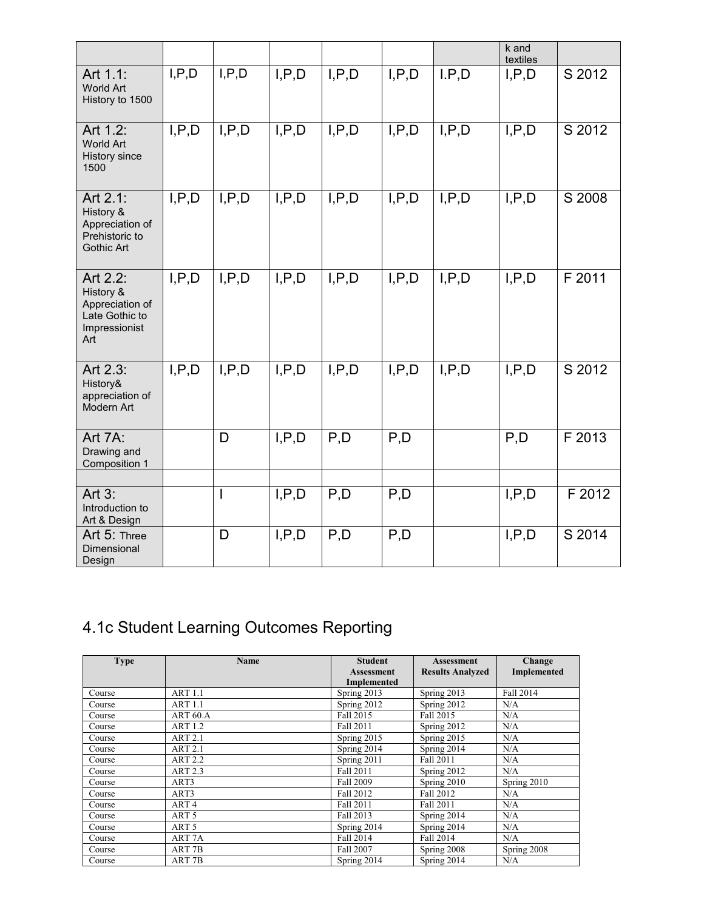| | | | | | | | k and textiles | |
|---|---|---|---|---|---|---|---|---|
| Art 1.1: World Art History to 1500 | I,P,D | I,P,D | I,P,D | I,P,D | I,P,D | I.P,D | I,P,D | S 2012 |
| Art 1.2: World Art History since 1500 | I,P,D | I,P,D | I,P,D | I,P,D | I,P,D | I,P,D | I,P,D | S 2012 |
| Art 2.1: History & Appreciation of Prehistoric to Gothic Art | I,P,D | I,P,D | I,P,D | I,P,D | I,P,D | I,P,D | I,P,D | S 2008 |
| Art 2.2: History & Appreciation of Late Gothic to Impressionist Art | I,P,D | I,P,D | I,P,D | I,P,D | I,P,D | I,P,D | I,P,D | F 2011 |
| Art 2.3: History& appreciation of Modern Art | I,P,D | I,P,D | I,P,D | I,P,D | I,P,D | I,P,D | I,P,D | S 2012 |
| Art 7A: Drawing and Composition 1 | | D | I,P,D | P,D | P,D | | P,D | F 2013 |
| | | | | | | | | |
| Art 3: Introduction to Art & Design | | I | I,P,D | P,D | P,D | | I,P,D | F 2012 |
| Art 5: Three Dimensional Design | | D | I,P,D | P,D | P,D | | I,P,D | S 2014 |

## 4.1c Student Learning Outcomes Reporting

| Type | Name | Student Assessment Implemented | Assessment Results Analyzed | Change Implemented |
|---|---|---|---|---|
| Course | ART 1.1 | Spring 2013 | Spring 2013 | Fall 2014 |
| Course | ART 1.1 | Spring 2012 | Spring 2012 | N/A |
| Course | ART 60.A | Fall 2015 | Fall 2015 | N/A |
| Course | ART 1.2 | Fall 2011 | Spring 2012 | N/A |
| Course | ART 2.1 | Spring 2015 | Spring 2015 | N/A |
| Course | ART 2.1 | Spring 2014 | Spring 2014 | N/A |
| Course | ART 2.2 | Spring 2011 | Fall 2011 | N/A |
| Course | ART 2.3 | Fall 2011 | Spring 2012 | N/A |
| Course | ART3 | Fall 2009 | Spring 2010 | Spring 2010 |
| Course | ART3 | Fall 2012 | Fall 2012 | N/A |
| Course | ART 4 | Fall 2011 | Fall 2011 | N/A |
| Course | ART 5 | Fall 2013 | Spring 2014 | N/A |
| Course | ART 5 | Spring 2014 | Spring 2014 | N/A |
| Course | ART 7A | Fall 2014 | Fall 2014 | N/A |
| Course | ART 7B | Fall 2007 | Spring 2008 | Spring 2008 |
| Course | ART 7B | Spring 2014 | Spring 2014 | N/A |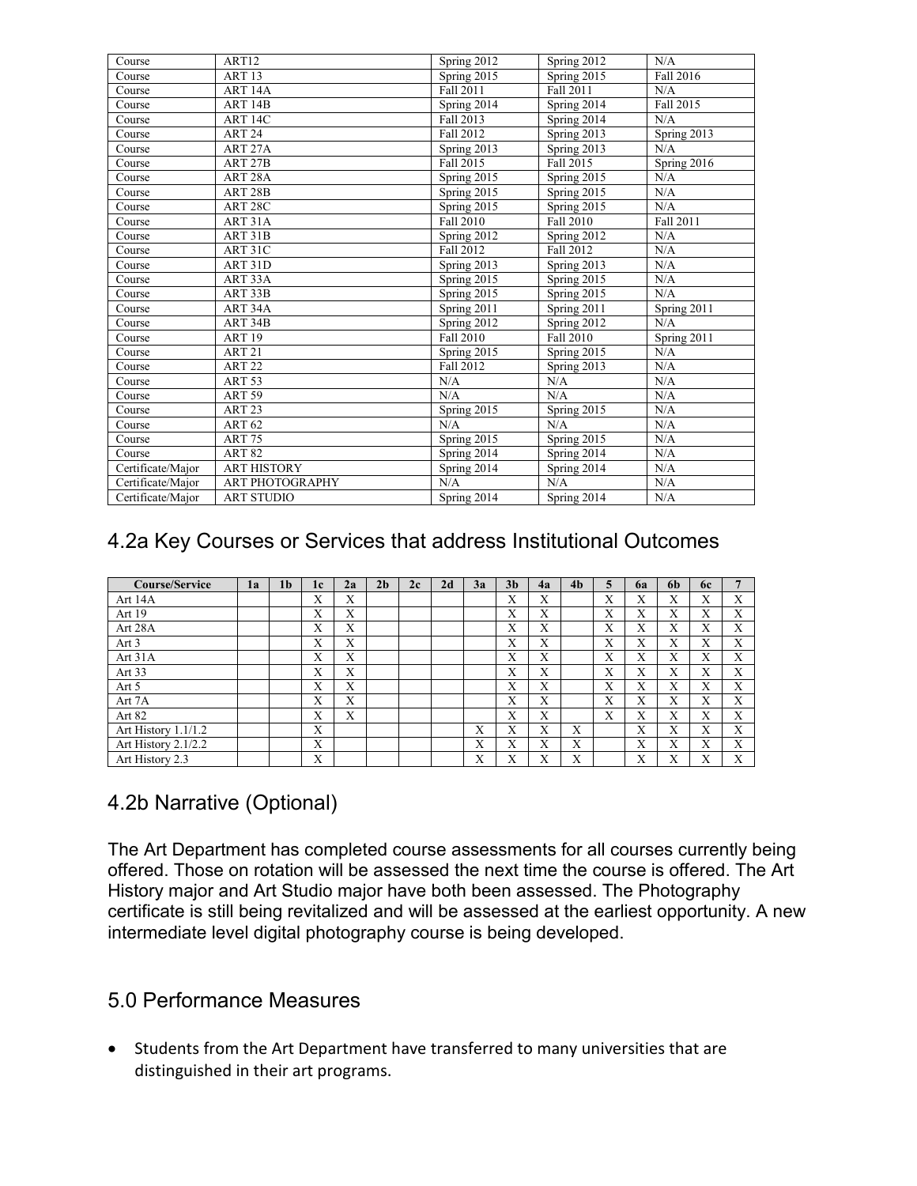| | | | | |
|---|---|---|---|---|
| Course | ART12 | Spring 2012 | Spring 2012 | N/A |
| Course | ART 13 | Spring 2015 | Spring 2015 | Fall 2016 |
| Course | ART 14A | Fall 2011 | Fall 2011 | N/A |
| Course | ART 14B | Spring 2014 | Spring 2014 | Fall 2015 |
| Course | ART 14C | Fall 2013 | Spring 2014 | N/A |
| Course | ART 24 | Fall 2012 | Spring 2013 | Spring 2013 |
| Course | ART 27A | Spring 2013 | Spring 2013 | N/A |
| Course | ART 27B | Fall 2015 | Fall 2015 | Spring 2016 |
| Course | ART 28A | Spring 2015 | Spring 2015 | N/A |
| Course | ART 28B | Spring 2015 | Spring 2015 | N/A |
| Course | ART 28C | Spring 2015 | Spring 2015 | N/A |
| Course | ART 31A | Fall 2010 | Fall 2010 | Fall 2011 |
| Course | ART 31B | Spring 2012 | Spring 2012 | N/A |
| Course | ART 31C | Fall 2012 | Fall 2012 | N/A |
| Course | ART 31D | Spring 2013 | Spring 2013 | N/A |
| Course | ART 33A | Spring 2015 | Spring 2015 | N/A |
| Course | ART 33B | Spring 2015 | Spring 2015 | N/A |
| Course | ART 34A | Spring 2011 | Spring 2011 | Spring 2011 |
| Course | ART 34B | Spring 2012 | Spring 2012 | N/A |
| Course | ART 19 | Fall 2010 | Fall 2010 | Spring 2011 |
| Course | ART 21 | Spring 2015 | Spring 2015 | N/A |
| Course | ART 22 | Fall 2012 | Spring 2013 | N/A |
| Course | ART 53 | N/A | N/A | N/A |
| Course | ART 59 | N/A | N/A | N/A |
| Course | ART 23 | Spring 2015 | Spring 2015 | N/A |
| Course | ART 62 | N/A | N/A | N/A |
| Course | ART 75 | Spring 2015 | Spring 2015 | N/A |
| Course | ART 82 | Spring 2014 | Spring 2014 | N/A |
| Certificate/Major | ART HISTORY | Spring 2014 | Spring 2014 | N/A |
| Certificate/Major | ART PHOTOGRAPHY | N/A | N/A | N/A |
| Certificate/Major | ART STUDIO | Spring 2014 | Spring 2014 | N/A |

## 4.2a Key Courses or Services that address Institutional Outcomes

| Course/Service | 1a | 1b | 1c | 2a | 2b | 2c | 2d | 3a | 3b | 4a | 4b | 5 | 6a | 6b | 6c | 7 |
|---|---|---|---|---|---|---|---|---|---|---|---|---|---|---|---|---|
| Art 14A | | | X | X | | | | | X | X | | X | X | X | X | X |
| Art 19 | | | X | X | | | | | X | X | | X | X | X | X | X |
| Art 28A | | | X | X | | | | | X | X | | X | X | X | X | X |
| Art 3 | | | X | X | | | | | X | X | | X | X | X | X | X |
| Art 31A | | | X | X | | | | | X | X | | X | X | X | X | X |
| Art 33 | | | X | X | | | | | X | X | | X | X | X | X | X |
| Art 5 | | | X | X | | | | | X | X | | X | X | X | X | X |
| Art 7A | | | X | X | | | | | X | X | | X | X | X | X | X |
| Art 82 | | | X | X | | | | | X | X | | X | X | X | X | X |
| Art History 1.1/1.2 | | | X | | | | | X | X | X | X | | X | X | X | X |
| Art History 2.1/2.2 | | | X | | | | | X | X | X | X | | X | X | X | X |
| Art History 2.3 | | | X | | | | | X | X | X | X | | X | X | X | X |

## 4.2b Narrative (Optional)

The Art Department has completed course assessments for all courses currently being offered. Those on rotation will be assessed the next time the course is offered. The Art History major and Art Studio major have both been assessed. The Photography certificate is still being revitalized and will be assessed at the earliest opportunity. A new intermediate level digital photography course is being developed.

## 5.0 Performance Measures

- Students from the Art Department have transferred to many universities that are distinguished in their art programs.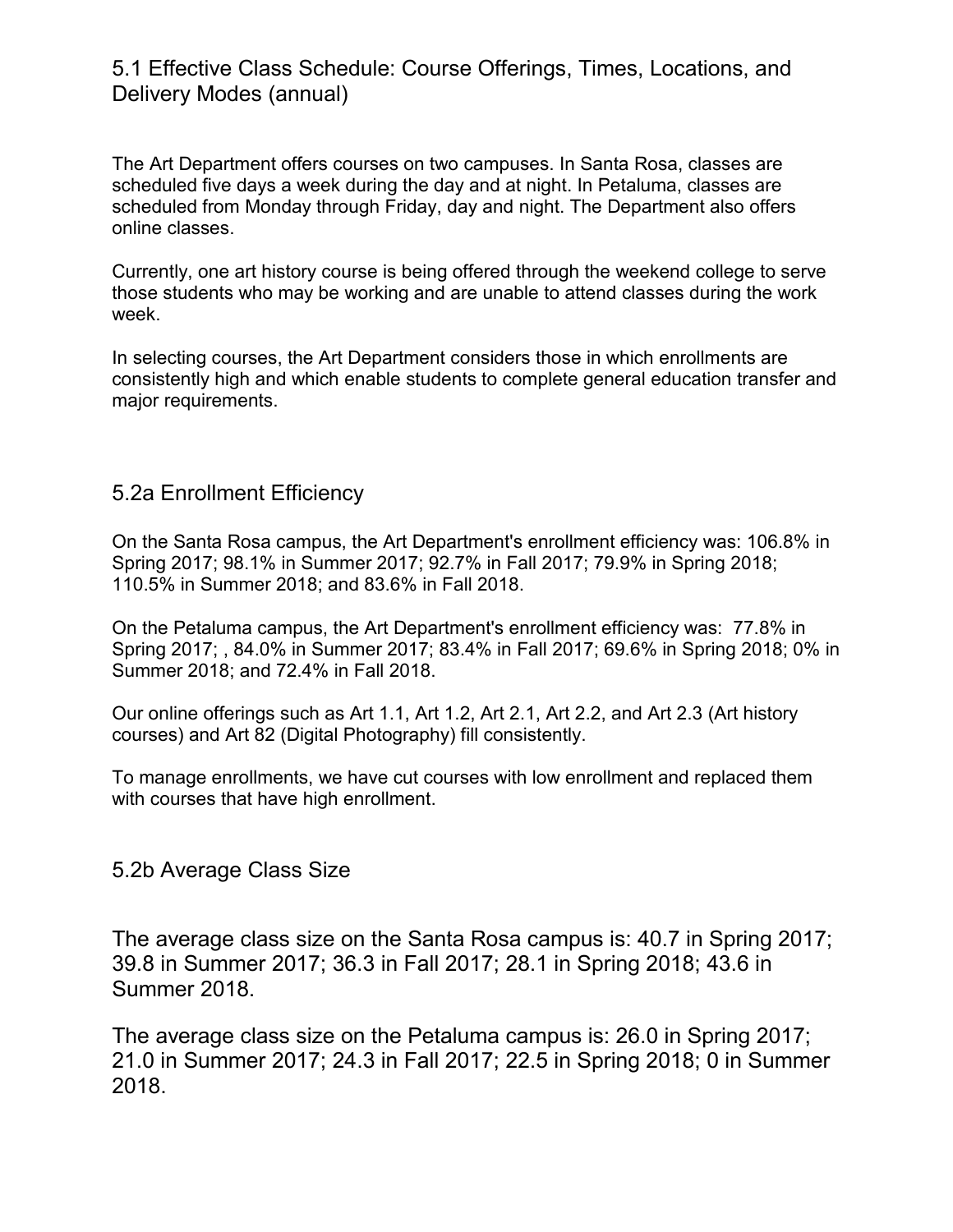## 5.1 Effective Class Schedule: Course Offerings, Times, Locations, and Delivery Modes (annual)

The Art Department offers courses on two campuses. In Santa Rosa, classes are scheduled five days a week during the day and at night. In Petaluma, classes are scheduled from Monday through Friday, day and night. The Department also offers online classes.

Currently, one art history course is being offered through the weekend college to serve those students who may be working and are unable to attend classes during the work week.

In selecting courses, the Art Department considers those in which enrollments are consistently high and which enable students to complete general education transfer and major requirements.

## 5.2a Enrollment Efficiency

On the Santa Rosa campus, the Art Department's enrollment efficiency was: 106.8% in Spring 2017; 98.1% in Summer 2017; 92.7% in Fall 2017; 79.9% in Spring 2018; 110.5% in Summer 2018; and 83.6% in Fall 2018.

On the Petaluma campus, the Art Department's enrollment efficiency was: 77.8% in Spring 2017; , 84.0% in Summer 2017; 83.4% in Fall 2017; 69.6% in Spring 2018; 0% in Summer 2018; and 72.4% in Fall 2018.

Our online offerings such as Art 1.1, Art 1.2, Art 2.1, Art 2.2, and Art 2.3 (Art history courses) and Art 82 (Digital Photography) fill consistently.

To manage enrollments, we have cut courses with low enrollment and replaced them with courses that have high enrollment.

## 5.2b Average Class Size

The average class size on the Santa Rosa campus is: 40.7 in Spring 2017; 39.8 in Summer 2017; 36.3 in Fall 2017; 28.1 in Spring 2018; 43.6 in Summer 2018.

The average class size on the Petaluma campus is: 26.0 in Spring 2017; 21.0 in Summer 2017; 24.3 in Fall 2017; 22.5 in Spring 2018; 0 in Summer 2018.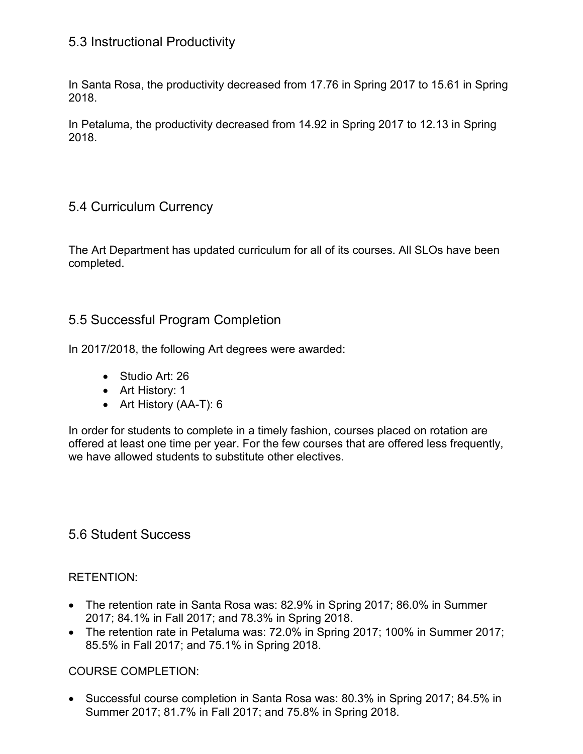## 5.3 Instructional Productivity

In Santa Rosa, the productivity decreased from 17.76 in Spring 2017 to 15.61 in Spring 2018.

In Petaluma, the productivity decreased from 14.92 in Spring 2017 to 12.13 in Spring 2018.

## 5.4 Curriculum Currency

The Art Department has updated curriculum for all of its courses. All SLOs have been completed.

## 5.5 Successful Program Completion

In 2017/2018, the following Art degrees were awarded:

- Studio Art: 26
- Art History: 1
- Art History (AA-T): 6

In order for students to complete in a timely fashion, courses placed on rotation are offered at least one time per year. For the few courses that are offered less frequently, we have allowed students to substitute other electives.

## 5.6 Student Success

RETENTION:

- The retention rate in Santa Rosa was: 82.9% in Spring 2017; 86.0% in Summer 2017; 84.1% in Fall 2017; and 78.3% in Spring 2018.
- The retention rate in Petaluma was: 72.0% in Spring 2017; 100% in Summer 2017; 85.5% in Fall 2017; and 75.1% in Spring 2018.

COURSE COMPLETION:

- Successful course completion in Santa Rosa was: 80.3% in Spring 2017; 84.5% in Summer 2017; 81.7% in Fall 2017; and 75.8% in Spring 2018.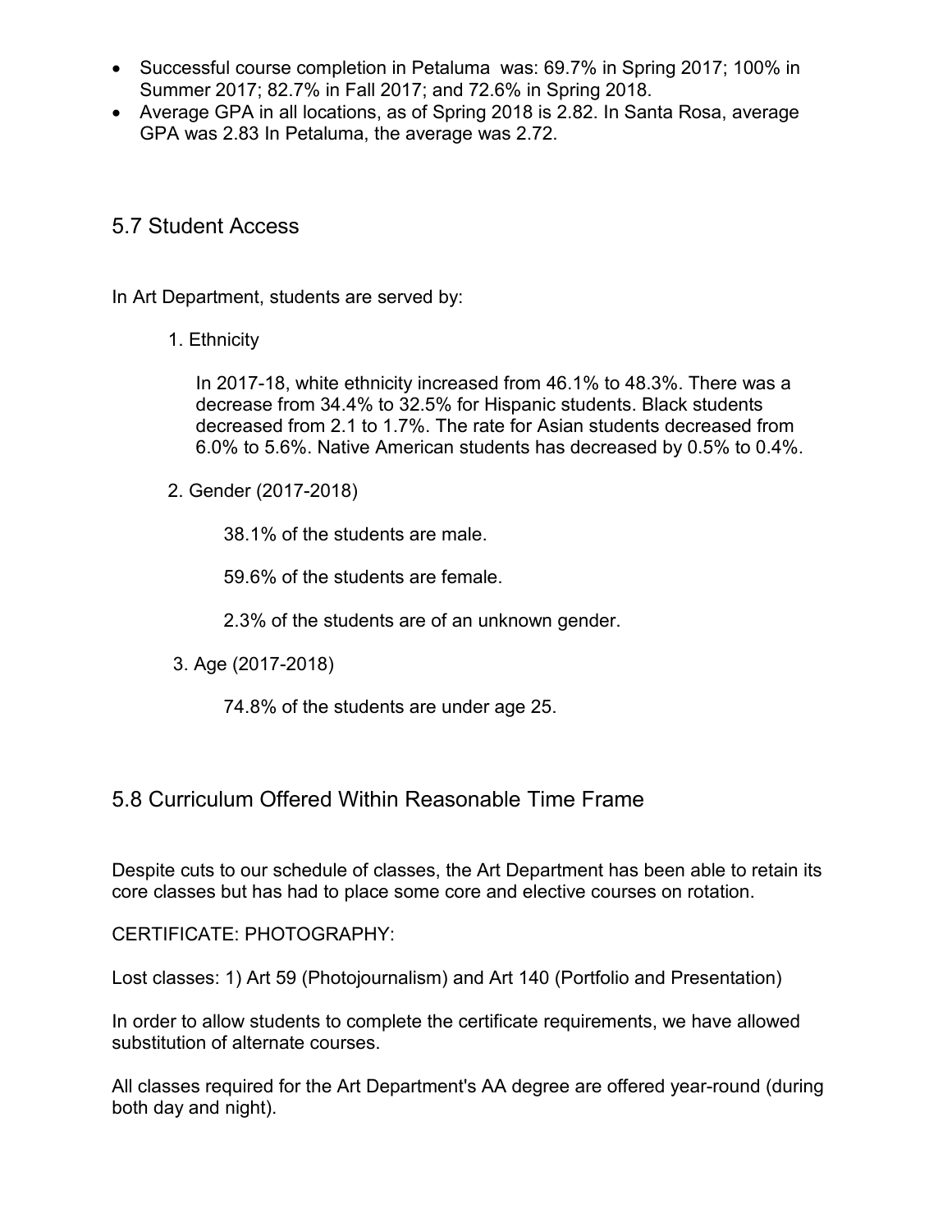- Successful course completion in Petaluma was: 69.7% in Spring 2017; 100% in Summer 2017; 82.7% in Fall 2017; and 72.6% in Spring 2018.
- Average GPA in all locations, as of Spring 2018 is 2.82. In Santa Rosa, average GPA was 2.83 In Petaluma, the average was 2.72.

## 5.7 Student Access

In Art Department, students are served by:

1. Ethnicity

   In 2017-18, white ethnicity increased from 46.1% to 48.3%. There was a decrease from 34.4% to 32.5% for Hispanic students. Black students decreased from 2.1 to 1.7%. The rate for Asian students decreased from 6.0% to 5.6%. Native American students has decreased by 0.5% to 0.4%.

2. Gender (2017-2018)

   38.1% of the students are male.

   59.6% of the students are female.

   2.3% of the students are of an unknown gender.

3. Age (2017-2018)

   74.8% of the students are under age 25.

## 5.8 Curriculum Offered Within Reasonable Time Frame

Despite cuts to our schedule of classes, the Art Department has been able to retain its core classes but has had to place some core and elective courses on rotation.

CERTIFICATE: PHOTOGRAPHY:

Lost classes: 1) Art 59 (Photojournalism) and Art 140 (Portfolio and Presentation)

In order to allow students to complete the certificate requirements, we have allowed substitution of alternate courses.

All classes required for the Art Department's AA degree are offered year-round (during both day and night).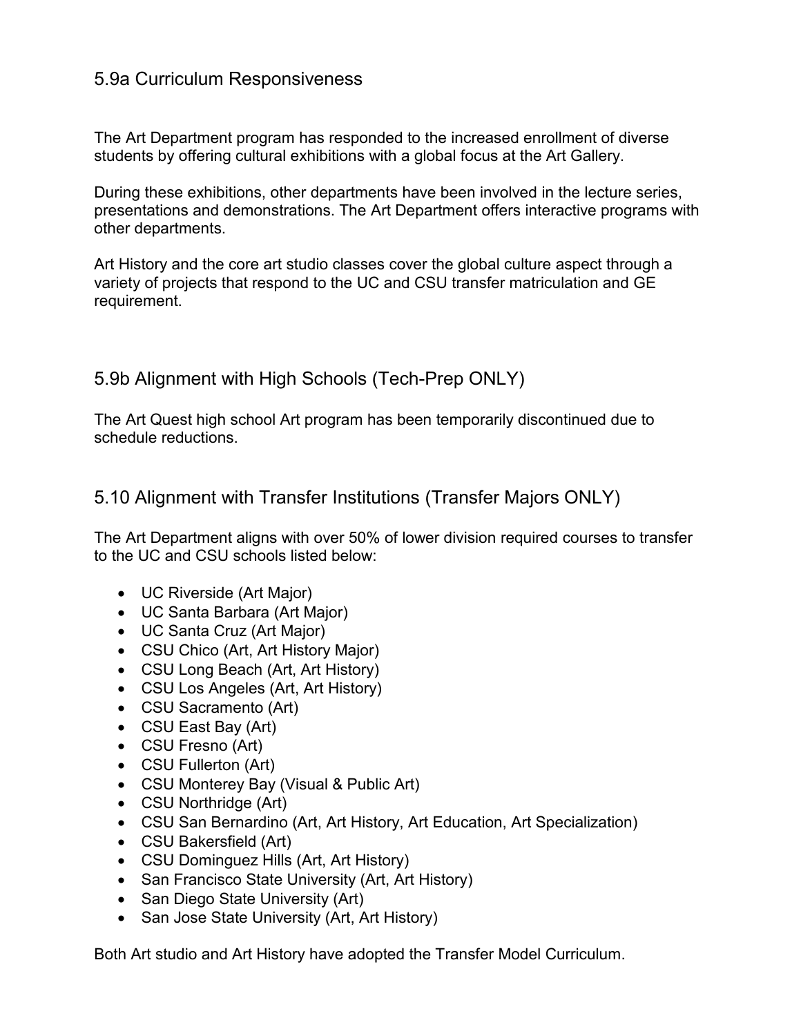## 5.9a Curriculum Responsiveness

The Art Department program has responded to the increased enrollment of diverse students by offering cultural exhibitions with a global focus at the Art Gallery.

During these exhibitions, other departments have been involved in the lecture series, presentations and demonstrations. The Art Department offers interactive programs with other departments.

Art History and the core art studio classes cover the global culture aspect through a variety of projects that respond to the UC and CSU transfer matriculation and GE requirement.

## 5.9b Alignment with High Schools (Tech-Prep ONLY)

The Art Quest high school Art program has been temporarily discontinued due to schedule reductions.

## 5.10 Alignment with Transfer Institutions (Transfer Majors ONLY)

The Art Department aligns with over 50% of lower division required courses to transfer to the UC and CSU schools listed below:

- UC Riverside (Art Major)
- UC Santa Barbara (Art Major)
- UC Santa Cruz (Art Major)
- CSU Chico (Art, Art History Major)
- CSU Long Beach (Art, Art History)
- CSU Los Angeles (Art, Art History)
- CSU Sacramento (Art)
- CSU East Bay (Art)
- CSU Fresno (Art)
- CSU Fullerton (Art)
- CSU Monterey Bay (Visual & Public Art)
- CSU Northridge (Art)
- CSU San Bernardino (Art, Art History, Art Education, Art Specialization)
- CSU Bakersfield (Art)
- CSU Dominguez Hills (Art, Art History)
- San Francisco State University (Art, Art History)
- San Diego State University (Art)
- San Jose State University (Art, Art History)

Both Art studio and Art History have adopted the Transfer Model Curriculum.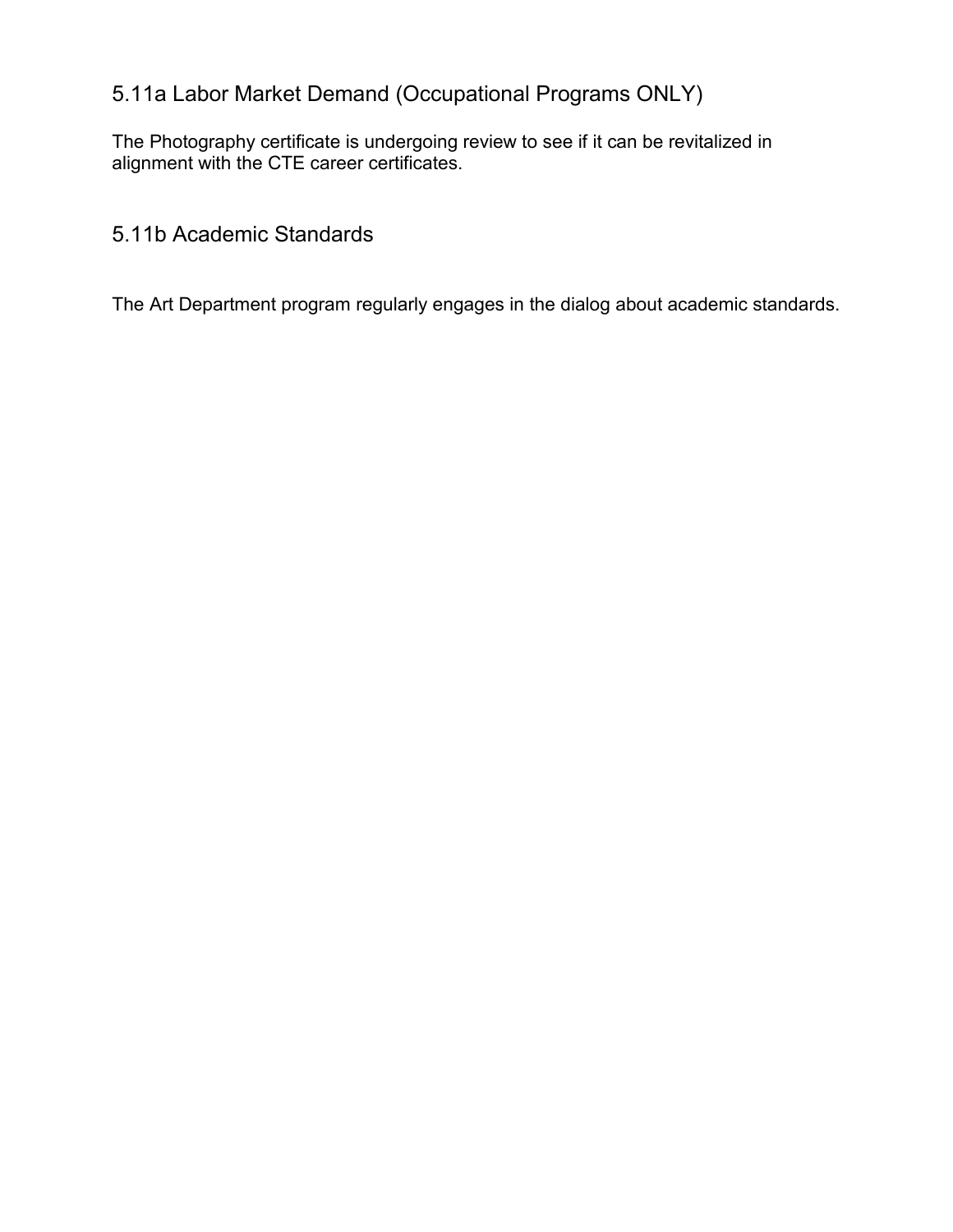## 5.11a Labor Market Demand (Occupational Programs ONLY)

The Photography certificate is undergoing review to see if it can be revitalized in alignment with the CTE career certificates.

## 5.11b Academic Standards

The Art Department program regularly engages in the dialog about academic standards.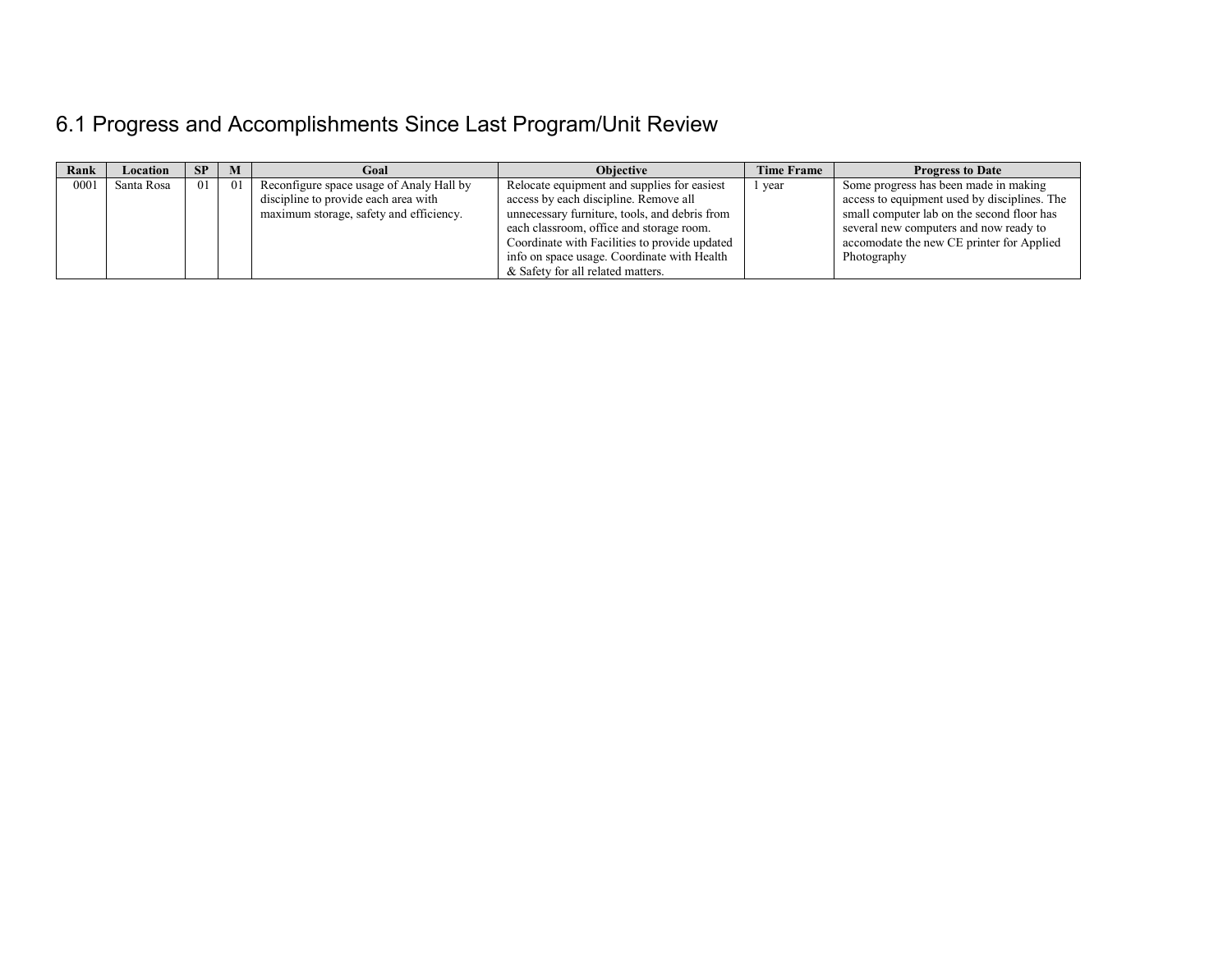## 6.1 Progress and Accomplishments Since Last Program/Unit Review

| Rank | Location | SP | M | Goal | Objective | Time Frame | Progress to Date |
|---|---|---|---|---|---|---|---|
| 0001 | Santa Rosa | 01 | 01 | Reconfigure space usage of Analy Hall by discipline to provide each area with maximum storage, safety and efficiency. | Relocate equipment and supplies for easiest access by each discipline. Remove all unnecessary furniture, tools, and debris from each classroom, office and storage room. Coordinate with Facilities to provide updated info on space usage. Coordinate with Health & Safety for all related matters. | 1 year | Some progress has been made in making access to equipment used by disciplines. The small computer lab on the second floor has several new computers and now ready to accomodate the new CE printer for Applied Photography |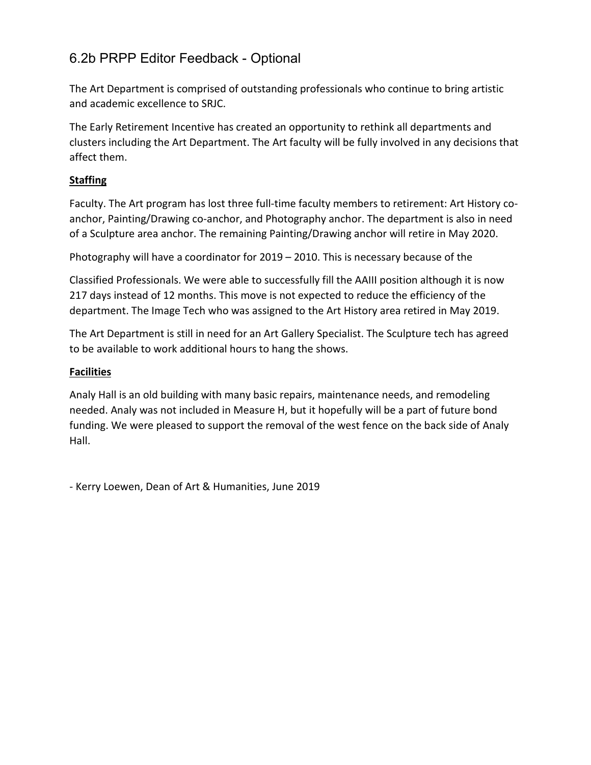# 6.2b PRPP Editor Feedback - Optional

The Art Department is comprised of outstanding professionals who continue to bring artistic and academic excellence to SRJC.

The Early Retirement Incentive has created an opportunity to rethink all departments and clusters including the Art Department. The Art faculty will be fully involved in any decisions that affect them.

**Staffing**

Faculty. The Art program has lost three full-time faculty members to retirement: Art History co-anchor, Painting/Drawing co-anchor, and Photography anchor. The department is also in need of a Sculpture area anchor. The remaining Painting/Drawing anchor will retire in May 2020.

Photography will have a coordinator for 2019 – 2010. This is necessary because of the

Classified Professionals. We were able to successfully fill the AAIII position although it is now 217 days instead of 12 months. This move is not expected to reduce the efficiency of the department. The Image Tech who was assigned to the Art History area retired in May 2019.

The Art Department is still in need for an Art Gallery Specialist. The Sculpture tech has agreed to be available to work additional hours to hang the shows.

**Facilities**

Analy Hall is an old building with many basic repairs, maintenance needs, and remodeling needed. Analy was not included in Measure H, but it hopefully will be a part of future bond funding. We were pleased to support the removal of the west fence on the back side of Analy Hall.

- Kerry Loewen, Dean of Art & Humanities, June 2019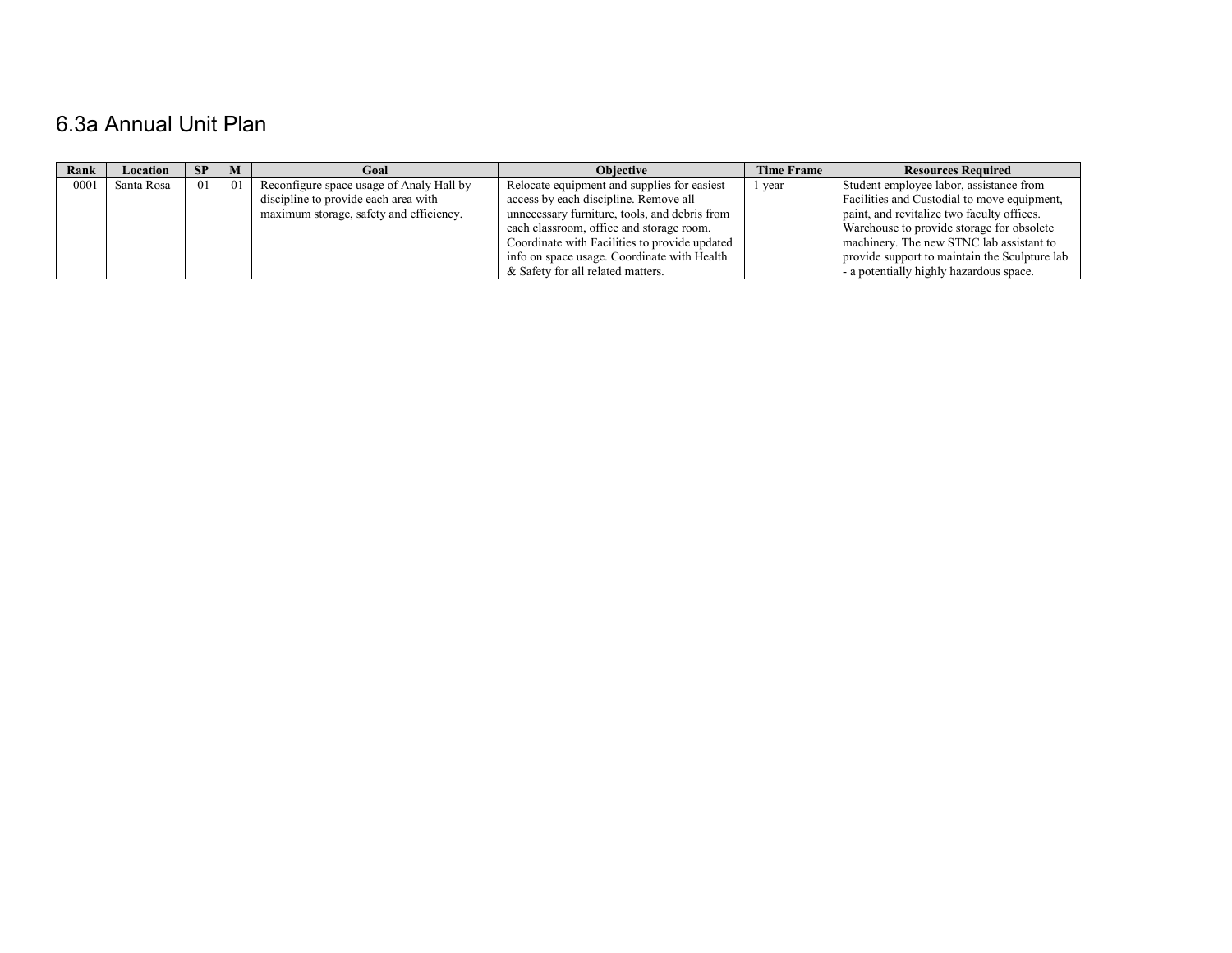# 6.3a Annual Unit Plan

| Rank | Location | SP | M | Goal | Objective | Time Frame | Resources Required |
|---|---|---|---|---|---|---|---|
| 0001 | Santa Rosa | 01 | 01 | Reconfigure space usage of Analy Hall by discipline to provide each area with maximum storage, safety and efficiency. | Relocate equipment and supplies for easiest access by each discipline. Remove all unnecessary furniture, tools, and debris from each classroom, office and storage room. Coordinate with Facilities to provide updated info on space usage. Coordinate with Health & Safety for all related matters. | 1 year | Student employee labor, assistance from Facilities and Custodial to move equipment, paint, and revitalize two faculty offices. Warehouse to provide storage for obsolete machinery. The new STNC lab assistant to provide support to maintain the Sculpture lab - a potentially highly hazardous space. |